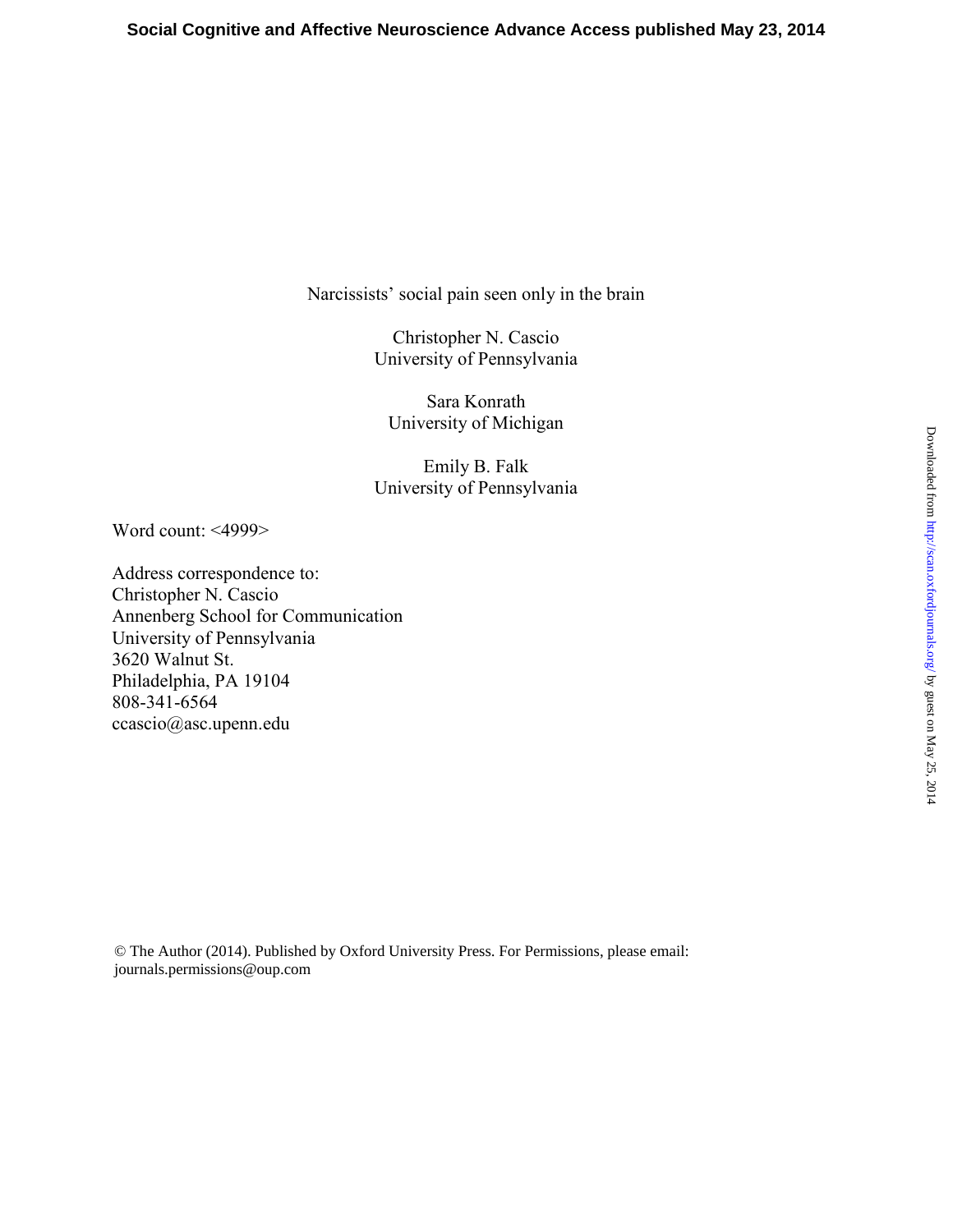# Narcissists' social pain seen only in the brain

Christopher N. Cascio
University of Pennsylvania

Sara Konrath
University of Michigan

Emily B. Falk
University of Pennsylvania

Word count: <4999>

Address correspondence to:
Christopher N. Cascio
Annenberg School for Communication
University of Pennsylvania
3620 Walnut St.
Philadelphia, PA 19104
808-341-6564
ccascio@asc.upenn.edu

© The Author (2014). Published by Oxford University Press. For Permissions, please email: journals.permissions@oup.com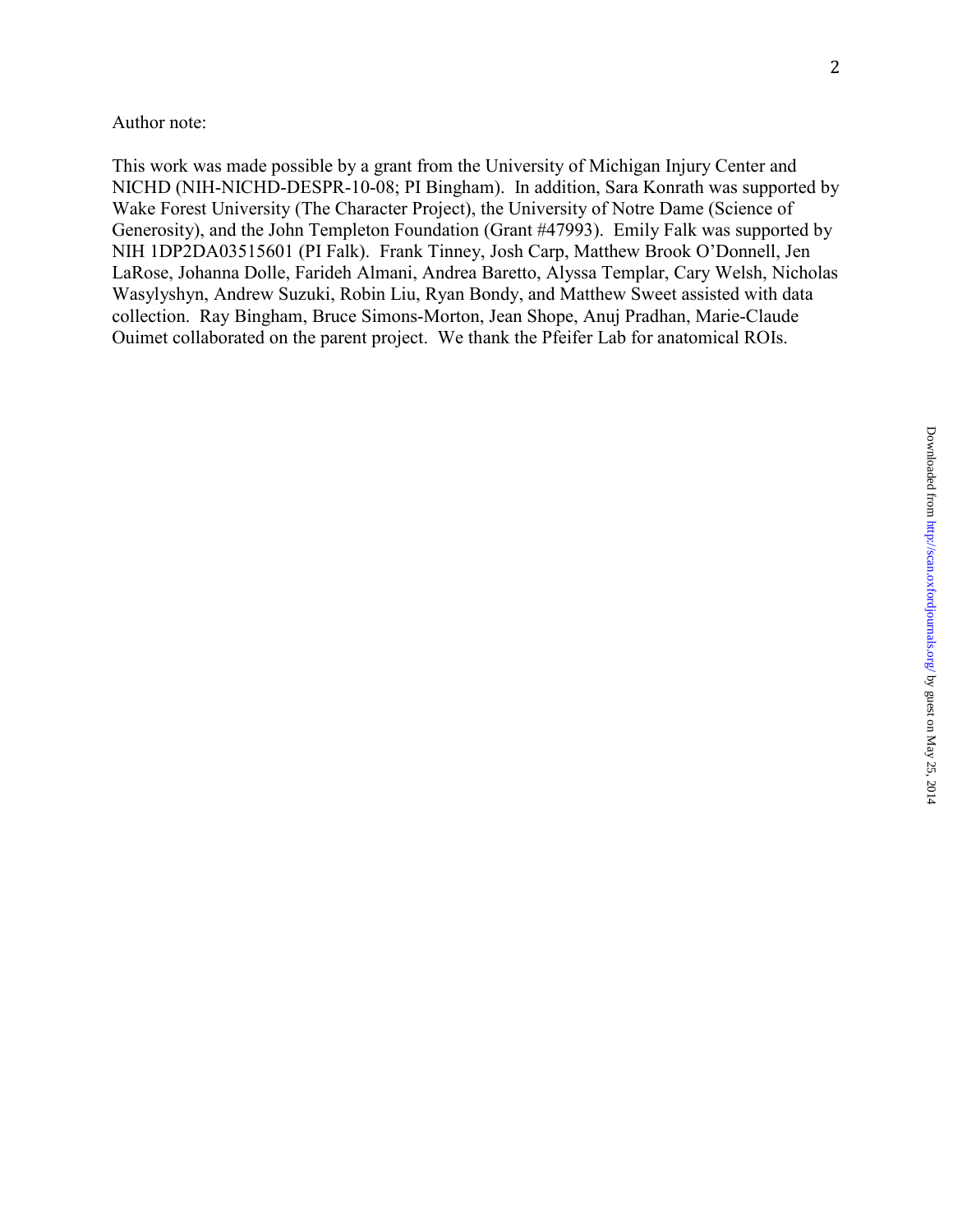Author note:

This work was made possible by a grant from the University of Michigan Injury Center and NICHD (NIH-NICHD-DESPR-10-08; PI Bingham). In addition, Sara Konrath was supported by Wake Forest University (The Character Project), the University of Notre Dame (Science of Generosity), and the John Templeton Foundation (Grant #47993). Emily Falk was supported by NIH 1DP2DA03515601 (PI Falk). Frank Tinney, Josh Carp, Matthew Brook O'Donnell, Jen LaRose, Johanna Dolle, Farideh Almani, Andrea Baretto, Alyssa Templar, Cary Welsh, Nicholas Wasylyshyn, Andrew Suzuki, Robin Liu, Ryan Bondy, and Matthew Sweet assisted with data collection. Ray Bingham, Bruce Simons-Morton, Jean Shope, Anuj Pradhan, Marie-Claude Ouimet collaborated on the parent project. We thank the Pfeifer Lab for anatomical ROIs.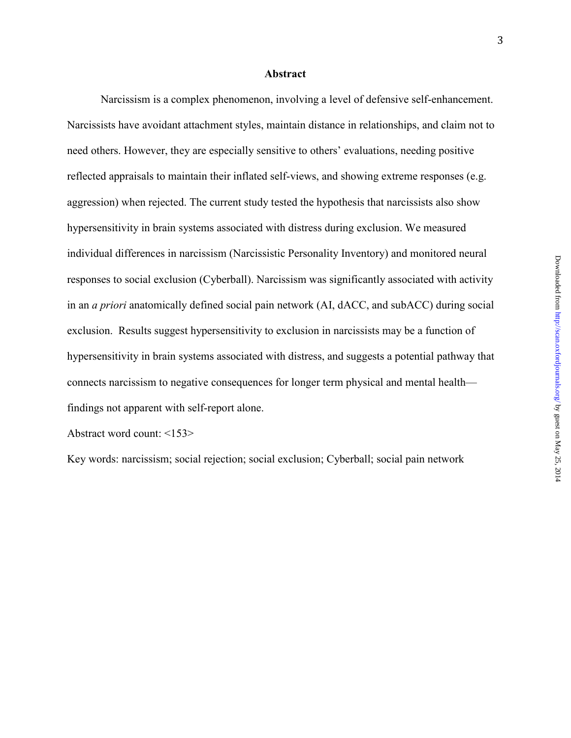## Abstract

Narcissism is a complex phenomenon, involving a level of defensive self-enhancement. Narcissists have avoidant attachment styles, maintain distance in relationships, and claim not to need others. However, they are especially sensitive to others' evaluations, needing positive reflected appraisals to maintain their inflated self-views, and showing extreme responses (e.g. aggression) when rejected. The current study tested the hypothesis that narcissists also show hypersensitivity in brain systems associated with distress during exclusion. We measured individual differences in narcissism (Narcissistic Personality Inventory) and monitored neural responses to social exclusion (Cyberball). Narcissism was significantly associated with activity in an *a priori* anatomically defined social pain network (AI, dACC, and subACC) during social exclusion. Results suggest hypersensitivity to exclusion in narcissists may be a function of hypersensitivity in brain systems associated with distress, and suggests a potential pathway that connects narcissism to negative consequences for longer term physical and mental health—findings not apparent with self-report alone.

Abstract word count: <153>

Key words: narcissism; social rejection; social exclusion; Cyberball; social pain network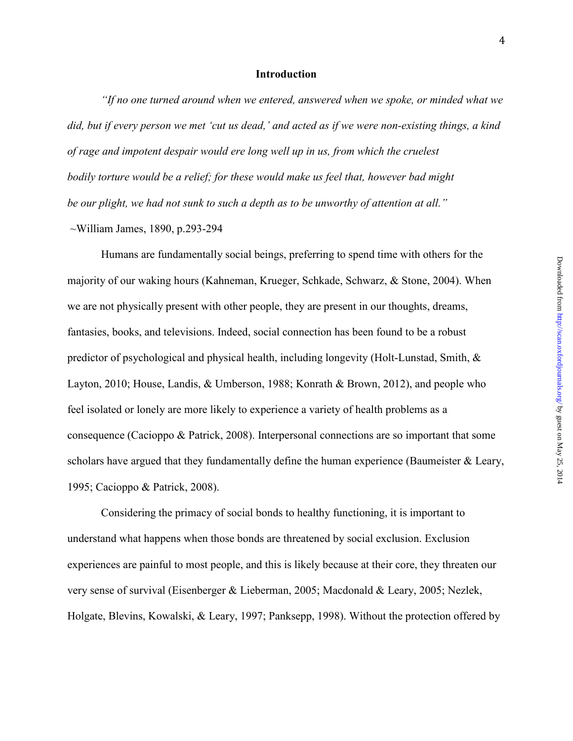## Introduction

*"If no one turned around when we entered, answered when we spoke, or minded what we did, but if every person we met 'cut us dead,' and acted as if we were non-existing things, a kind of rage and impotent despair would ere long well up in us, from which the cruelest bodily torture would be a relief; for these would make us feel that, however bad might be our plight, we had not sunk to such a depth as to be unworthy of attention at all."*

~William James, 1890, p.293-294

Humans are fundamentally social beings, preferring to spend time with others for the majority of our waking hours (Kahneman, Krueger, Schkade, Schwarz, & Stone, 2004). When we are not physically present with other people, they are present in our thoughts, dreams, fantasies, books, and televisions. Indeed, social connection has been found to be a robust predictor of psychological and physical health, including longevity (Holt-Lunstad, Smith, & Layton, 2010; House, Landis, & Umberson, 1988; Konrath & Brown, 2012), and people who feel isolated or lonely are more likely to experience a variety of health problems as a consequence (Cacioppo & Patrick, 2008). Interpersonal connections are so important that some scholars have argued that they fundamentally define the human experience (Baumeister & Leary, 1995; Cacioppo & Patrick, 2008).

Considering the primacy of social bonds to healthy functioning, it is important to understand what happens when those bonds are threatened by social exclusion. Exclusion experiences are painful to most people, and this is likely because at their core, they threaten our very sense of survival (Eisenberger & Lieberman, 2005; Macdonald & Leary, 2005; Nezlek, Holgate, Blevins, Kowalski, & Leary, 1997; Panksepp, 1998). Without the protection offered by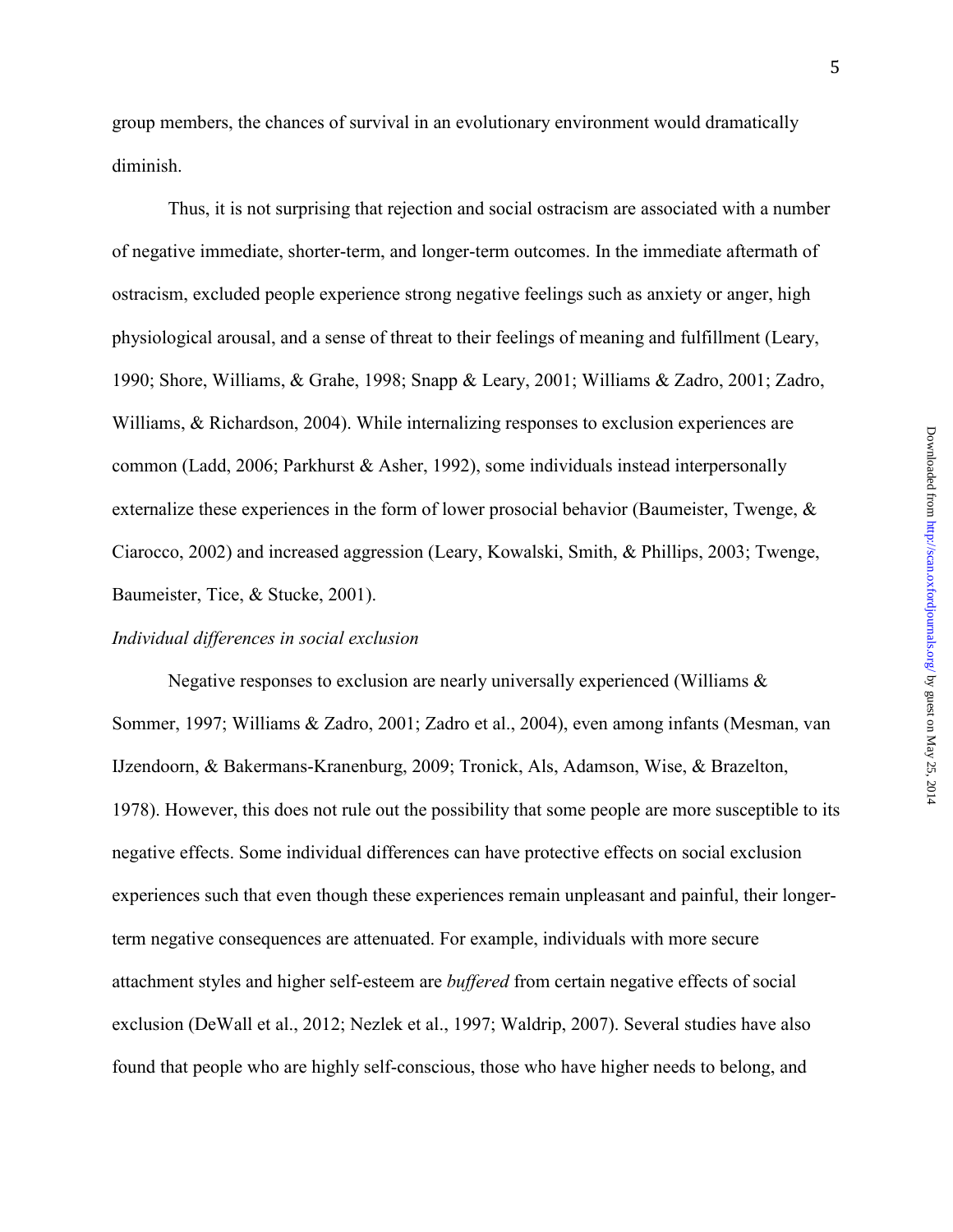group members, the chances of survival in an evolutionary environment would dramatically diminish.

Thus, it is not surprising that rejection and social ostracism are associated with a number of negative immediate, shorter-term, and longer-term outcomes. In the immediate aftermath of ostracism, excluded people experience strong negative feelings such as anxiety or anger, high physiological arousal, and a sense of threat to their feelings of meaning and fulfillment (Leary, 1990; Shore, Williams, & Grahe, 1998; Snapp & Leary, 2001; Williams & Zadro, 2001; Zadro, Williams, & Richardson, 2004). While internalizing responses to exclusion experiences are common (Ladd, 2006; Parkhurst & Asher, 1992), some individuals instead interpersonally externalize these experiences in the form of lower prosocial behavior (Baumeister, Twenge, & Ciarocco, 2002) and increased aggression (Leary, Kowalski, Smith, & Phillips, 2003; Twenge, Baumeister, Tice, & Stucke, 2001).

*Individual differences in social exclusion*

Negative responses to exclusion are nearly universally experienced (Williams & Sommer, 1997; Williams & Zadro, 2001; Zadro et al., 2004), even among infants (Mesman, van IJzendoorn, & Bakermans-Kranenburg, 2009; Tronick, Als, Adamson, Wise, & Brazelton, 1978). However, this does not rule out the possibility that some people are more susceptible to its negative effects. Some individual differences can have protective effects on social exclusion experiences such that even though these experiences remain unpleasant and painful, their longer-term negative consequences are attenuated. For example, individuals with more secure attachment styles and higher self-esteem are *buffered* from certain negative effects of social exclusion (DeWall et al., 2012; Nezlek et al., 1997; Waldrip, 2007). Several studies have also found that people who are highly self-conscious, those who have higher needs to belong, and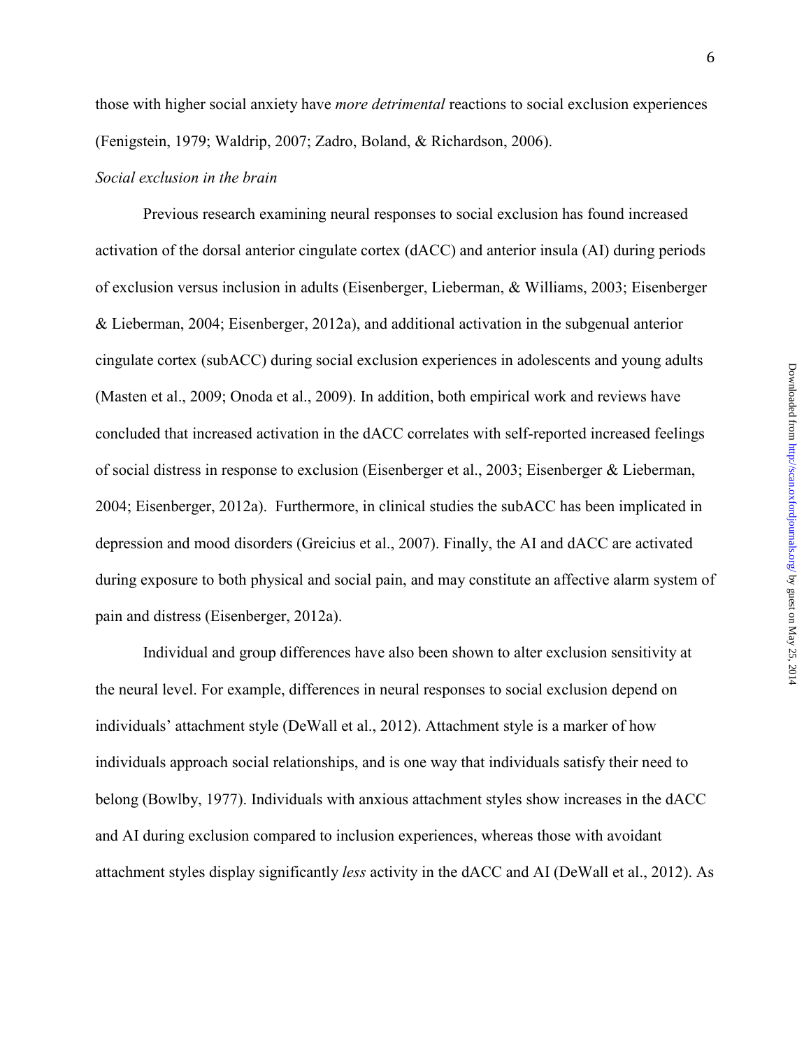those with higher social anxiety have *more detrimental* reactions to social exclusion experiences (Fenigstein, 1979; Waldrip, 2007; Zadro, Boland, & Richardson, 2006).

*Social exclusion in the brain*

Previous research examining neural responses to social exclusion has found increased activation of the dorsal anterior cingulate cortex (dACC) and anterior insula (AI) during periods of exclusion versus inclusion in adults (Eisenberger, Lieberman, & Williams, 2003; Eisenberger & Lieberman, 2004; Eisenberger, 2012a), and additional activation in the subgenual anterior cingulate cortex (subACC) during social exclusion experiences in adolescents and young adults (Masten et al., 2009; Onoda et al., 2009). In addition, both empirical work and reviews have concluded that increased activation in the dACC correlates with self-reported increased feelings of social distress in response to exclusion (Eisenberger et al., 2003; Eisenberger & Lieberman, 2004; Eisenberger, 2012a). Furthermore, in clinical studies the subACC has been implicated in depression and mood disorders (Greicius et al., 2007). Finally, the AI and dACC are activated during exposure to both physical and social pain, and may constitute an affective alarm system of pain and distress (Eisenberger, 2012a).

Individual and group differences have also been shown to alter exclusion sensitivity at the neural level. For example, differences in neural responses to social exclusion depend on individuals' attachment style (DeWall et al., 2012). Attachment style is a marker of how individuals approach social relationships, and is one way that individuals satisfy their need to belong (Bowlby, 1977). Individuals with anxious attachment styles show increases in the dACC and AI during exclusion compared to inclusion experiences, whereas those with avoidant attachment styles display significantly *less* activity in the dACC and AI (DeWall et al., 2012). As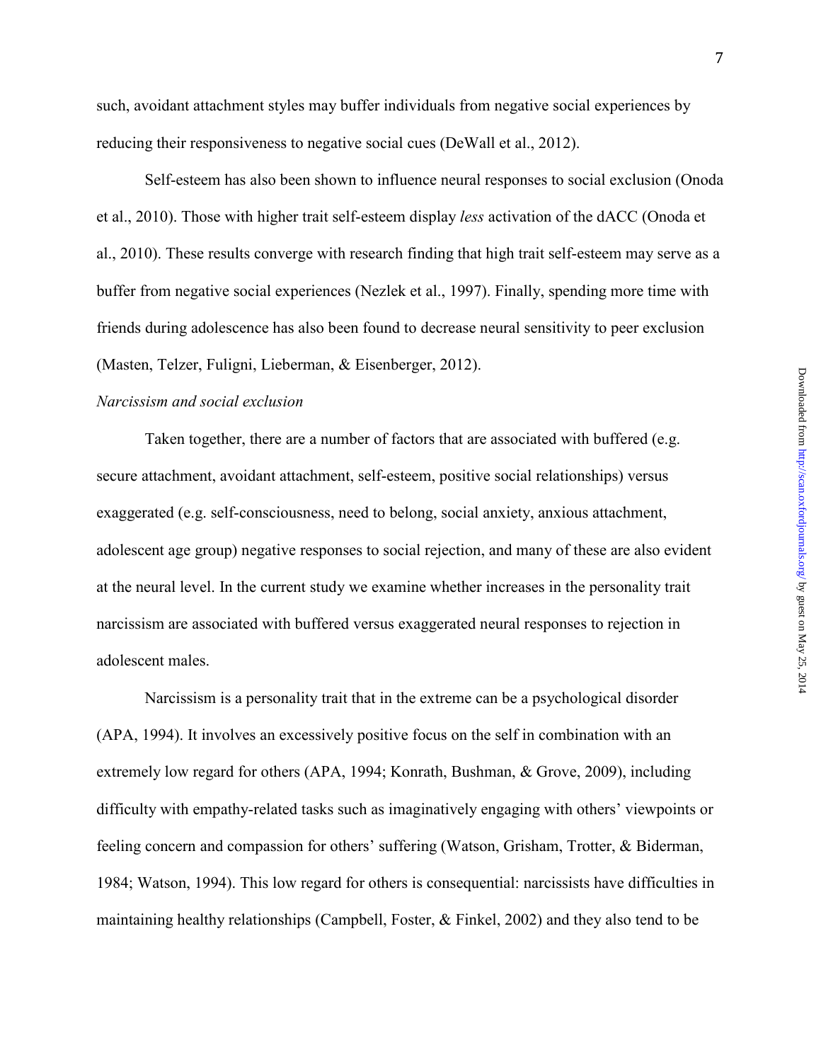such, avoidant attachment styles may buffer individuals from negative social experiences by reducing their responsiveness to negative social cues (DeWall et al., 2012).

Self-esteem has also been shown to influence neural responses to social exclusion (Onoda et al., 2010). Those with higher trait self-esteem display *less* activation of the dACC (Onoda et al., 2010). These results converge with research finding that high trait self-esteem may serve as a buffer from negative social experiences (Nezlek et al., 1997). Finally, spending more time with friends during adolescence has also been found to decrease neural sensitivity to peer exclusion (Masten, Telzer, Fuligni, Lieberman, & Eisenberger, 2012).

*Narcissism and social exclusion*

Taken together, there are a number of factors that are associated with buffered (e.g. secure attachment, avoidant attachment, self-esteem, positive social relationships) versus exaggerated (e.g. self-consciousness, need to belong, social anxiety, anxious attachment, adolescent age group) negative responses to social rejection, and many of these are also evident at the neural level. In the current study we examine whether increases in the personality trait narcissism are associated with buffered versus exaggerated neural responses to rejection in adolescent males.

Narcissism is a personality trait that in the extreme can be a psychological disorder (APA, 1994). It involves an excessively positive focus on the self in combination with an extremely low regard for others (APA, 1994; Konrath, Bushman, & Grove, 2009), including difficulty with empathy-related tasks such as imaginatively engaging with others' viewpoints or feeling concern and compassion for others' suffering (Watson, Grisham, Trotter, & Biderman, 1984; Watson, 1994). This low regard for others is consequential: narcissists have difficulties in maintaining healthy relationships (Campbell, Foster, & Finkel, 2002) and they also tend to be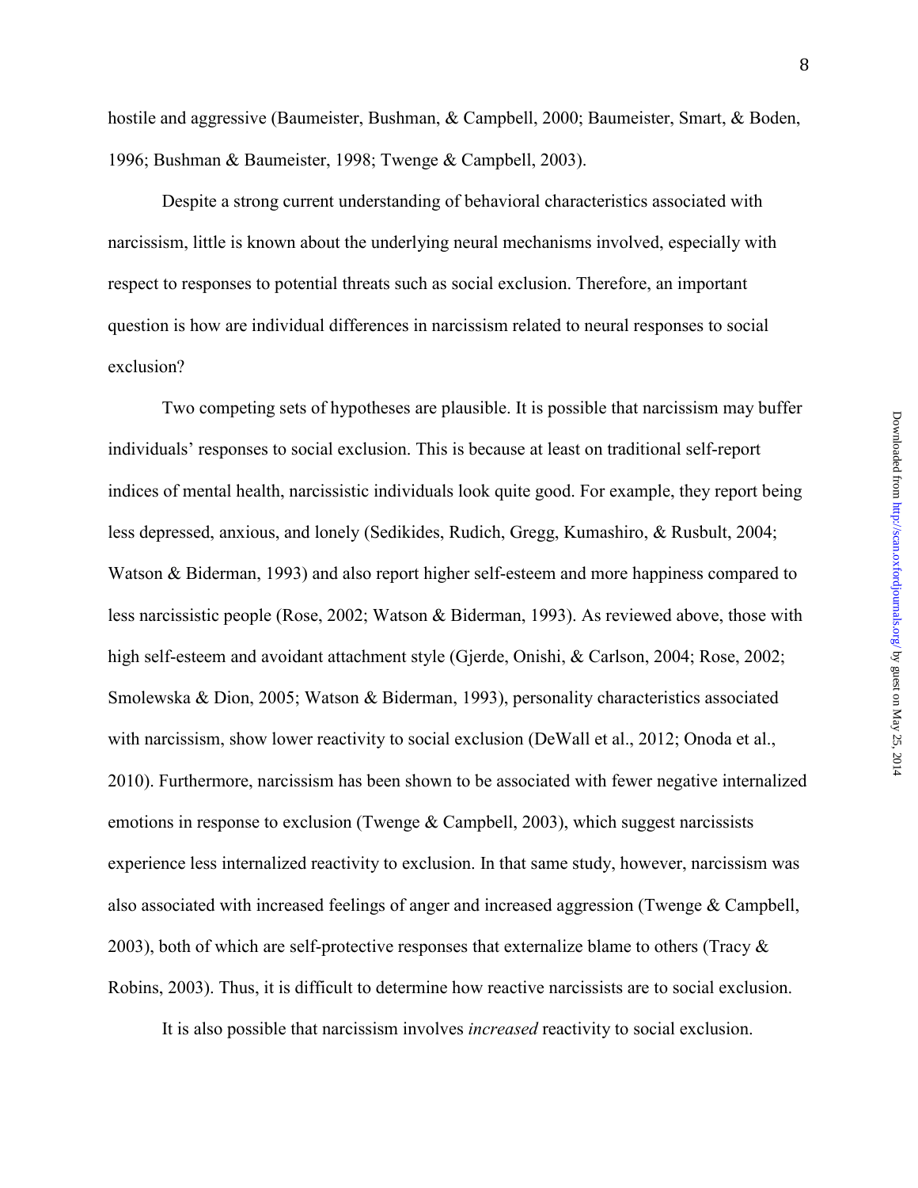hostile and aggressive (Baumeister, Bushman, & Campbell, 2000; Baumeister, Smart, & Boden, 1996; Bushman & Baumeister, 1998; Twenge & Campbell, 2003).

Despite a strong current understanding of behavioral characteristics associated with narcissism, little is known about the underlying neural mechanisms involved, especially with respect to responses to potential threats such as social exclusion. Therefore, an important question is how are individual differences in narcissism related to neural responses to social exclusion?

Two competing sets of hypotheses are plausible. It is possible that narcissism may buffer individuals' responses to social exclusion. This is because at least on traditional self-report indices of mental health, narcissistic individuals look quite good. For example, they report being less depressed, anxious, and lonely (Sedikides, Rudich, Gregg, Kumashiro, & Rusbult, 2004; Watson & Biderman, 1993) and also report higher self-esteem and more happiness compared to less narcissistic people (Rose, 2002; Watson & Biderman, 1993). As reviewed above, those with high self-esteem and avoidant attachment style (Gjerde, Onishi, & Carlson, 2004; Rose, 2002; Smolewska & Dion, 2005; Watson & Biderman, 1993), personality characteristics associated with narcissism, show lower reactivity to social exclusion (DeWall et al., 2012; Onoda et al., 2010). Furthermore, narcissism has been shown to be associated with fewer negative internalized emotions in response to exclusion (Twenge & Campbell, 2003), which suggest narcissists experience less internalized reactivity to exclusion. In that same study, however, narcissism was also associated with increased feelings of anger and increased aggression (Twenge & Campbell, 2003), both of which are self-protective responses that externalize blame to others (Tracy & Robins, 2003). Thus, it is difficult to determine how reactive narcissists are to social exclusion.

It is also possible that narcissism involves *increased* reactivity to social exclusion.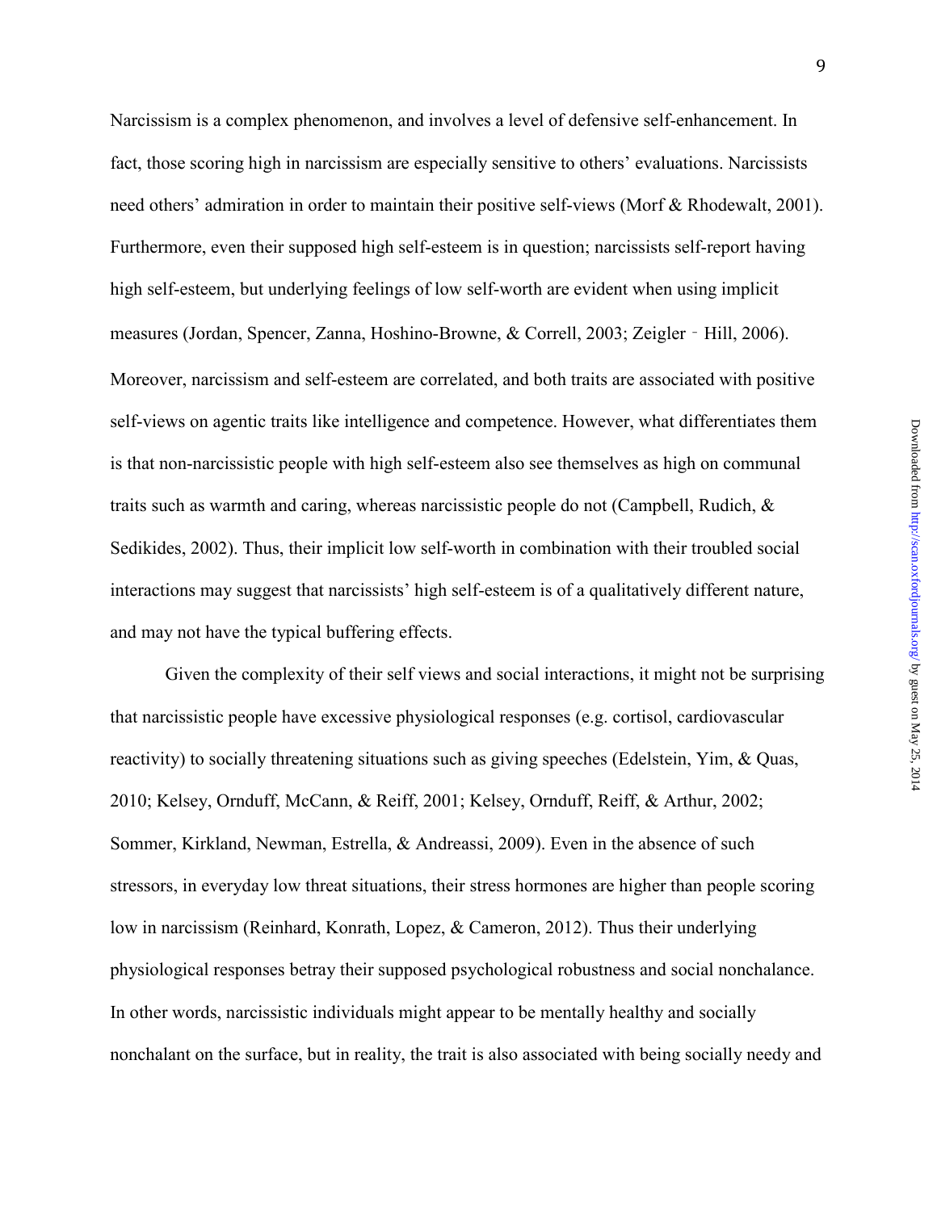Narcissism is a complex phenomenon, and involves a level of defensive self-enhancement. In fact, those scoring high in narcissism are especially sensitive to others' evaluations. Narcissists need others' admiration in order to maintain their positive self-views (Morf & Rhodewalt, 2001). Furthermore, even their supposed high self-esteem is in question; narcissists self-report having high self-esteem, but underlying feelings of low self-worth are evident when using implicit measures (Jordan, Spencer, Zanna, Hoshino-Browne, & Correll, 2003; Zeigler‐Hill, 2006). Moreover, narcissism and self-esteem are correlated, and both traits are associated with positive self-views on agentic traits like intelligence and competence. However, what differentiates them is that non-narcissistic people with high self-esteem also see themselves as high on communal traits such as warmth and caring, whereas narcissistic people do not (Campbell, Rudich, & Sedikides, 2002). Thus, their implicit low self-worth in combination with their troubled social interactions may suggest that narcissists' high self-esteem is of a qualitatively different nature, and may not have the typical buffering effects.

Given the complexity of their self views and social interactions, it might not be surprising that narcissistic people have excessive physiological responses (e.g. cortisol, cardiovascular reactivity) to socially threatening situations such as giving speeches (Edelstein, Yim, & Quas, 2010; Kelsey, Ornduff, McCann, & Reiff, 2001; Kelsey, Ornduff, Reiff, & Arthur, 2002; Sommer, Kirkland, Newman, Estrella, & Andreassi, 2009). Even in the absence of such stressors, in everyday low threat situations, their stress hormones are higher than people scoring low in narcissism (Reinhard, Konrath, Lopez, & Cameron, 2012). Thus their underlying physiological responses betray their supposed psychological robustness and social nonchalance. In other words, narcissistic individuals might appear to be mentally healthy and socially nonchalant on the surface, but in reality, the trait is also associated with being socially needy and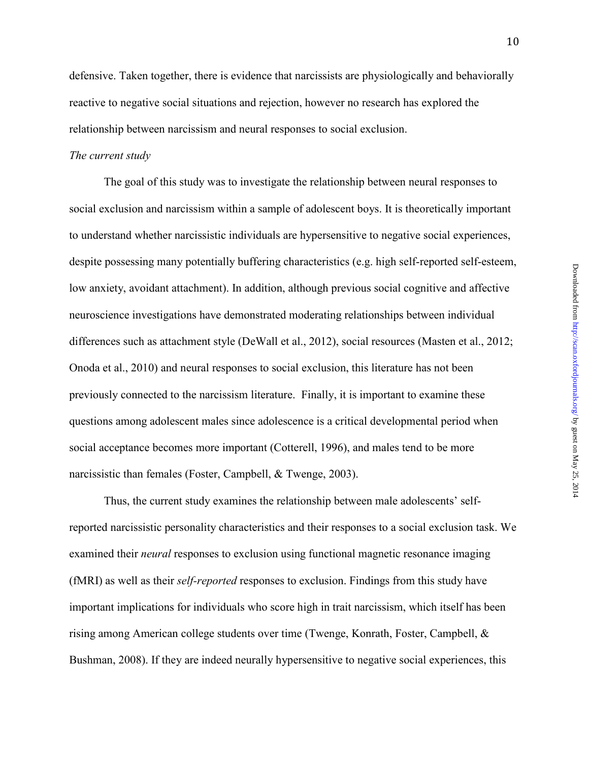defensive. Taken together, there is evidence that narcissists are physiologically and behaviorally reactive to negative social situations and rejection, however no research has explored the relationship between narcissism and neural responses to social exclusion.

*The current study*

The goal of this study was to investigate the relationship between neural responses to social exclusion and narcissism within a sample of adolescent boys. It is theoretically important to understand whether narcissistic individuals are hypersensitive to negative social experiences, despite possessing many potentially buffering characteristics (e.g. high self-reported self-esteem, low anxiety, avoidant attachment). In addition, although previous social cognitive and affective neuroscience investigations have demonstrated moderating relationships between individual differences such as attachment style (DeWall et al., 2012), social resources (Masten et al., 2012; Onoda et al., 2010) and neural responses to social exclusion, this literature has not been previously connected to the narcissism literature. Finally, it is important to examine these questions among adolescent males since adolescence is a critical developmental period when social acceptance becomes more important (Cotterell, 1996), and males tend to be more narcissistic than females (Foster, Campbell, & Twenge, 2003).

Thus, the current study examines the relationship between male adolescents' self-reported narcissistic personality characteristics and their responses to a social exclusion task. We examined their *neural* responses to exclusion using functional magnetic resonance imaging (fMRI) as well as their *self-reported* responses to exclusion. Findings from this study have important implications for individuals who score high in trait narcissism, which itself has been rising among American college students over time (Twenge, Konrath, Foster, Campbell, & Bushman, 2008). If they are indeed neurally hypersensitive to negative social experiences, this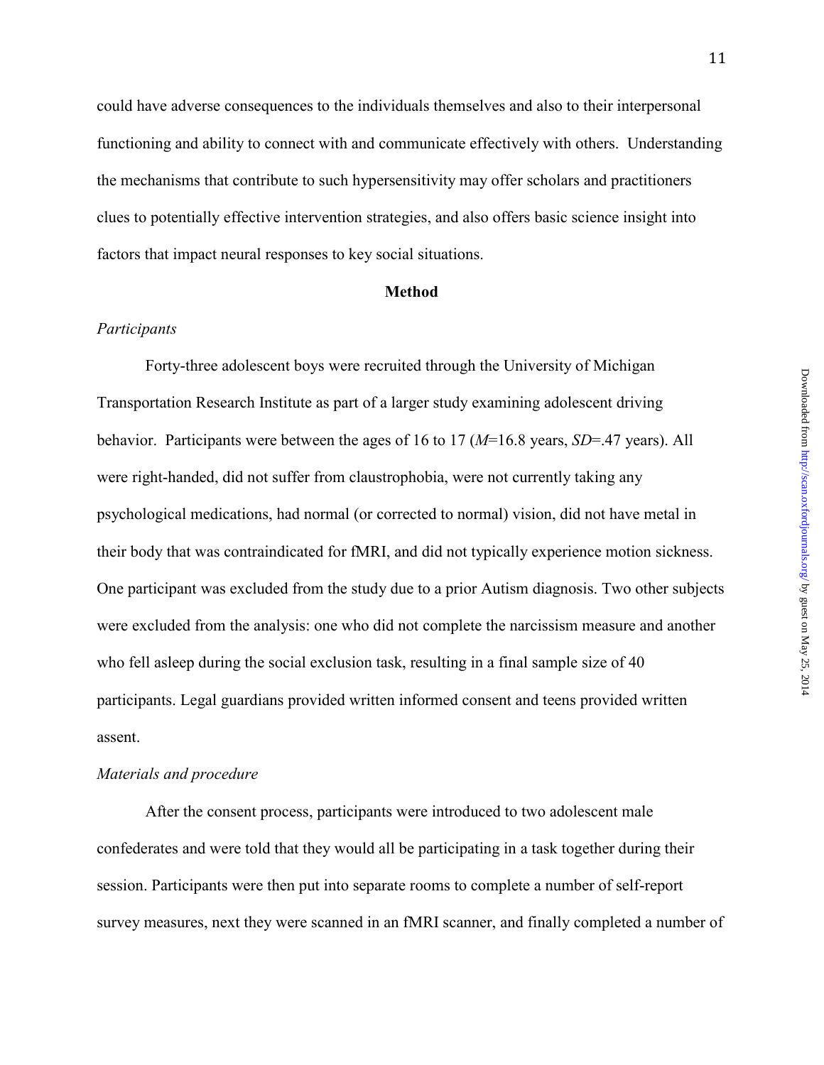could have adverse consequences to the individuals themselves and also to their interpersonal functioning and ability to connect with and communicate effectively with others. Understanding the mechanisms that contribute to such hypersensitivity may offer scholars and practitioners clues to potentially effective intervention strategies, and also offers basic science insight into factors that impact neural responses to key social situations.

## Method

### *Participants*

Forty-three adolescent boys were recruited through the University of Michigan Transportation Research Institute as part of a larger study examining adolescent driving behavior. Participants were between the ages of 16 to 17 ($M$=16.8 years, $SD$=.47 years). All were right-handed, did not suffer from claustrophobia, were not currently taking any psychological medications, had normal (or corrected to normal) vision, did not have metal in their body that was contraindicated for fMRI, and did not typically experience motion sickness. One participant was excluded from the study due to a prior Autism diagnosis. Two other subjects were excluded from the analysis: one who did not complete the narcissism measure and another who fell asleep during the social exclusion task, resulting in a final sample size of 40 participants. Legal guardians provided written informed consent and teens provided written assent.

### *Materials and procedure*

After the consent process, participants were introduced to two adolescent male confederates and were told that they would all be participating in a task together during their session. Participants were then put into separate rooms to complete a number of self-report survey measures, next they were scanned in an fMRI scanner, and finally completed a number of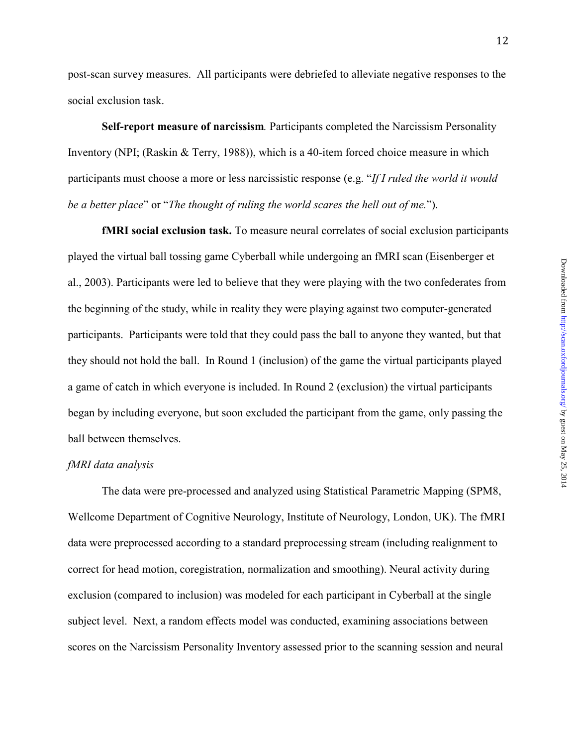post-scan survey measures. All participants were debriefed to alleviate negative responses to the social exclusion task.

**Self-report measure of narcissism***.* Participants completed the Narcissism Personality Inventory (NPI; (Raskin & Terry, 1988)), which is a 40-item forced choice measure in which participants must choose a more or less narcissistic response (e.g. "*If I ruled the world it would be a better place*" or "*The thought of ruling the world scares the hell out of me.*").

**fMRI social exclusion task.** To measure neural correlates of social exclusion participants played the virtual ball tossing game Cyberball while undergoing an fMRI scan (Eisenberger et al., 2003). Participants were led to believe that they were playing with the two confederates from the beginning of the study, while in reality they were playing against two computer-generated participants. Participants were told that they could pass the ball to anyone they wanted, but that they should not hold the ball. In Round 1 (inclusion) of the game the virtual participants played a game of catch in which everyone is included. In Round 2 (exclusion) the virtual participants began by including everyone, but soon excluded the participant from the game, only passing the ball between themselves.

*fMRI data analysis*

The data were pre-processed and analyzed using Statistical Parametric Mapping (SPM8, Wellcome Department of Cognitive Neurology, Institute of Neurology, London, UK). The fMRI data were preprocessed according to a standard preprocessing stream (including realignment to correct for head motion, coregistration, normalization and smoothing). Neural activity during exclusion (compared to inclusion) was modeled for each participant in Cyberball at the single subject level. Next, a random effects model was conducted, examining associations between scores on the Narcissism Personality Inventory assessed prior to the scanning session and neural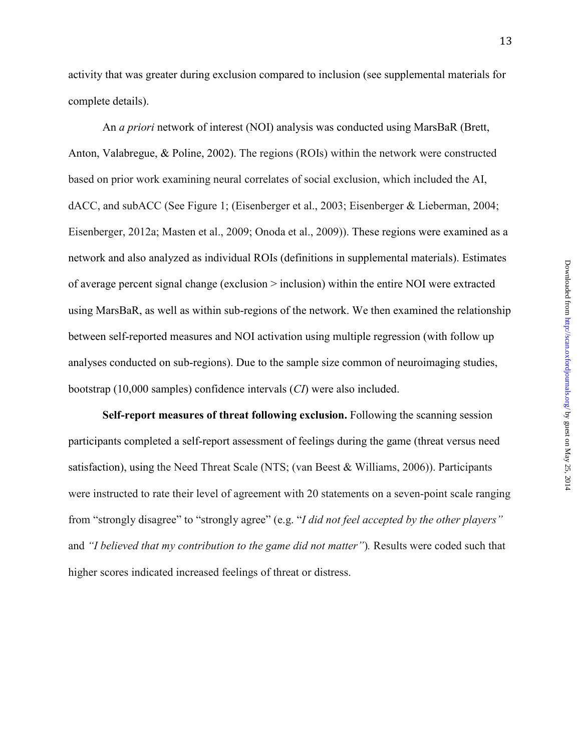activity that was greater during exclusion compared to inclusion (see supplemental materials for complete details).

An *a priori* network of interest (NOI) analysis was conducted using MarsBaR (Brett, Anton, Valabregue, & Poline, 2002). The regions (ROIs) within the network were constructed based on prior work examining neural correlates of social exclusion, which included the AI, dACC, and subACC (See Figure 1; (Eisenberger et al., 2003; Eisenberger & Lieberman, 2004; Eisenberger, 2012a; Masten et al., 2009; Onoda et al., 2009)). These regions were examined as a network and also analyzed as individual ROIs (definitions in supplemental materials). Estimates of average percent signal change (exclusion > inclusion) within the entire NOI were extracted using MarsBaR, as well as within sub-regions of the network. We then examined the relationship between self-reported measures and NOI activation using multiple regression (with follow up analyses conducted on sub-regions). Due to the sample size common of neuroimaging studies, bootstrap (10,000 samples) confidence intervals (*CI*) were also included.

**Self-report measures of threat following exclusion.** Following the scanning session participants completed a self-report assessment of feelings during the game (threat versus need satisfaction), using the Need Threat Scale (NTS; (van Beest & Williams, 2006)). Participants were instructed to rate their level of agreement with 20 statements on a seven-point scale ranging from "strongly disagree" to "strongly agree" (e.g. "*I did not feel accepted by the other players"* and *"I believed that my contribution to the game did not matter"*). Results were coded such that higher scores indicated increased feelings of threat or distress.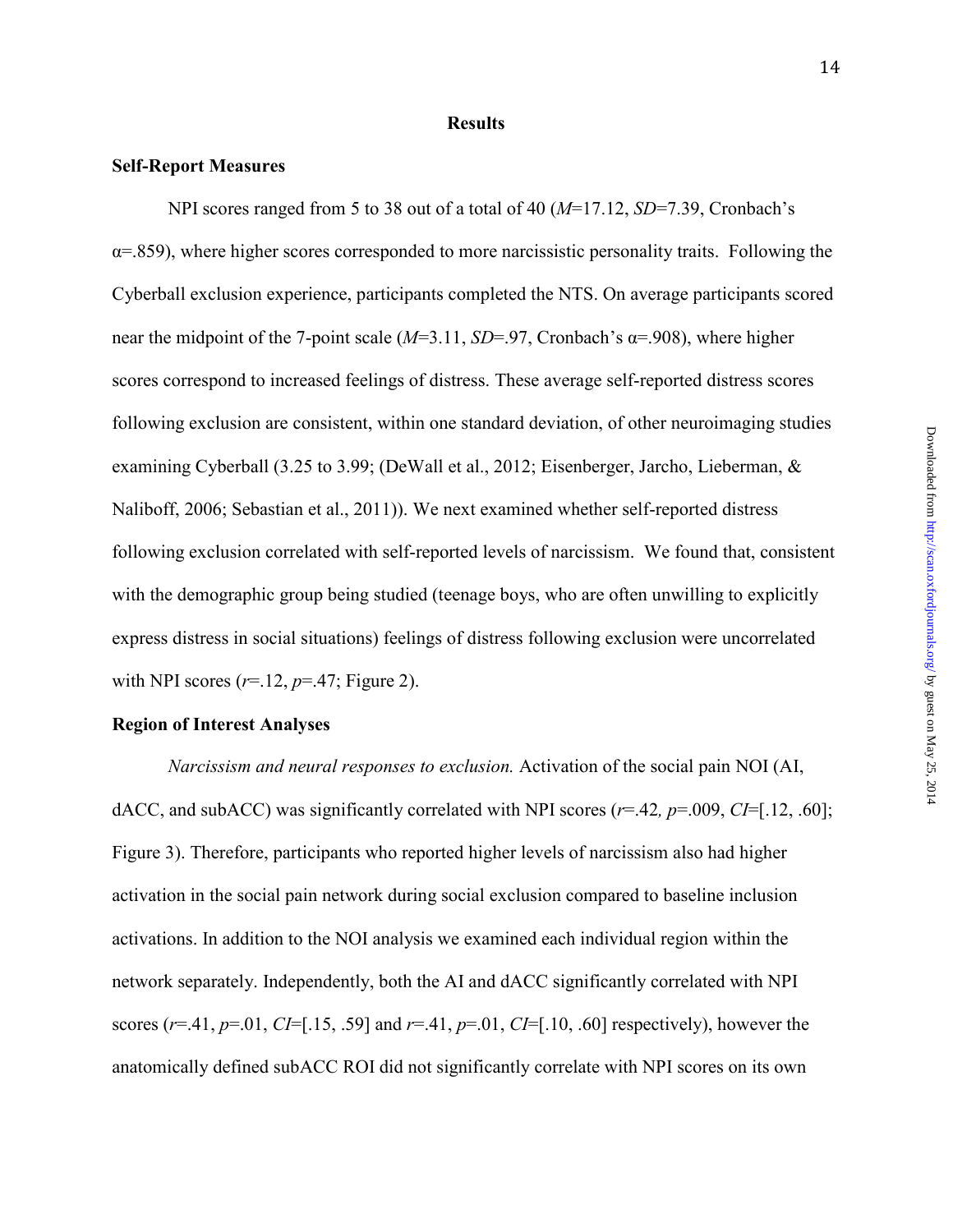## Results

### Self-Report Measures

NPI scores ranged from 5 to 38 out of a total of 40 ($M$=17.12, $SD$=7.39, Cronbach's $\alpha$=.859), where higher scores corresponded to more narcissistic personality traits. Following the Cyberball exclusion experience, participants completed the NTS. On average participants scored near the midpoint of the 7-point scale ($M$=3.11, $SD$=.97, Cronbach's $\alpha$=.908), where higher scores correspond to increased feelings of distress. These average self-reported distress scores following exclusion are consistent, within one standard deviation, of other neuroimaging studies examining Cyberball (3.25 to 3.99; (DeWall et al., 2012; Eisenberger, Jarcho, Lieberman, & Naliboff, 2006; Sebastian et al., 2011)). We next examined whether self-reported distress following exclusion correlated with self-reported levels of narcissism. We found that, consistent with the demographic group being studied (teenage boys, who are often unwilling to explicitly express distress in social situations) feelings of distress following exclusion were uncorrelated with NPI scores ($r$=.12, $p$=.47; Figure 2).

### Region of Interest Analyses

*Narcissism and neural responses to exclusion.* Activation of the social pain NOI (AI, dACC, and subACC) was significantly correlated with NPI scores ($r$=.42, $p$=.009, $CI$=[.12, .60]; Figure 3). Therefore, participants who reported higher levels of narcissism also had higher activation in the social pain network during social exclusion compared to baseline inclusion activations. In addition to the NOI analysis we examined each individual region within the network separately. Independently, both the AI and dACC significantly correlated with NPI scores ($r$=.41, $p$=.01, $CI$=[.15, .59] and $r$=.41, $p$=.01, $CI$=[.10, .60] respectively), however the anatomically defined subACC ROI did not significantly correlate with NPI scores on its own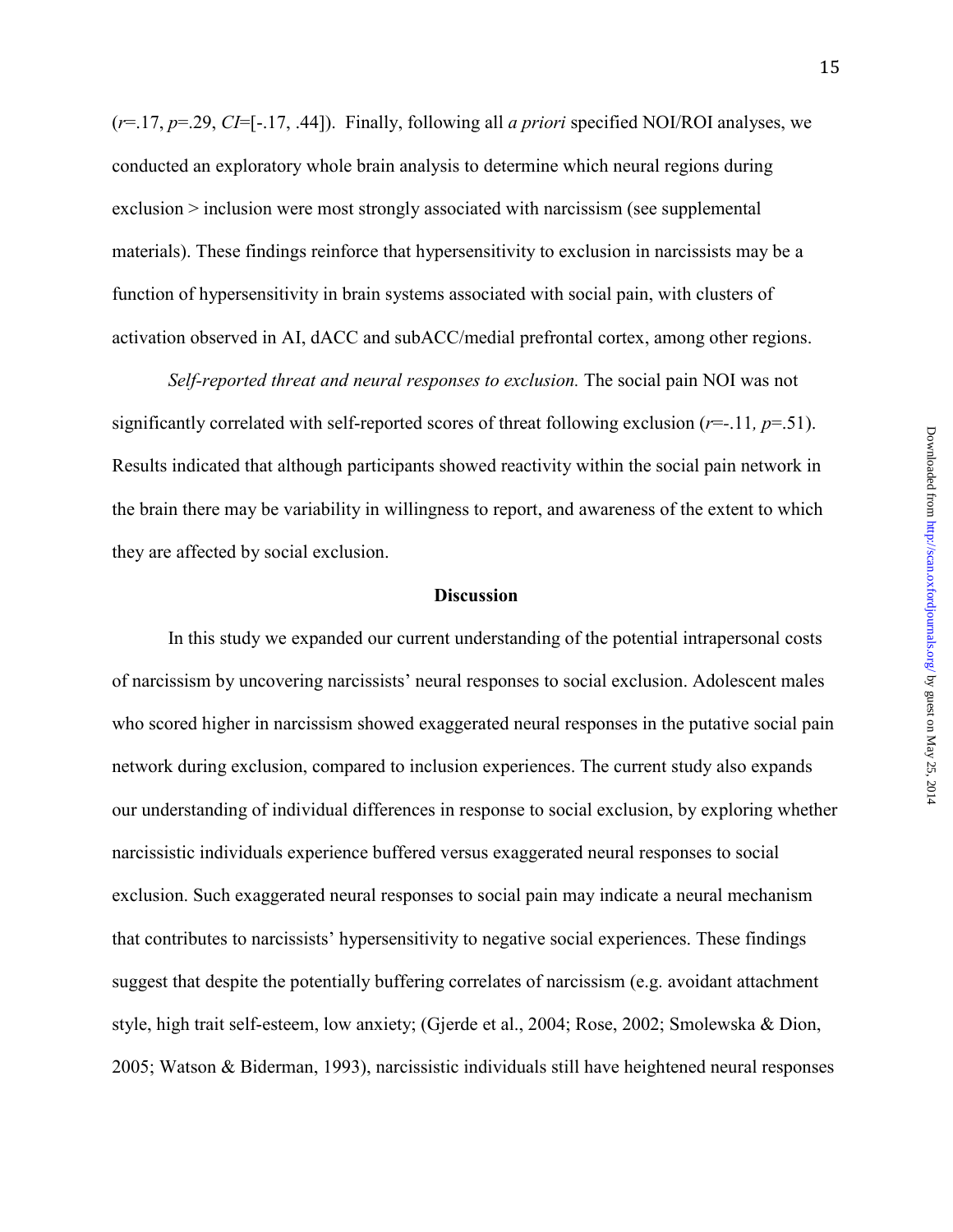($r$=.17, $p$=.29, $CI$=[-.17, .44]). Finally, following all *a priori* specified NOI/ROI analyses, we conducted an exploratory whole brain analysis to determine which neural regions during exclusion > inclusion were most strongly associated with narcissism (see supplemental materials). These findings reinforce that hypersensitivity to exclusion in narcissists may be a function of hypersensitivity in brain systems associated with social pain, with clusters of activation observed in AI, dACC and subACC/medial prefrontal cortex, among other regions.

*Self-reported threat and neural responses to exclusion.* The social pain NOI was not significantly correlated with self-reported scores of threat following exclusion ($r$=-.11, $p$=.51). Results indicated that although participants showed reactivity within the social pain network in the brain there may be variability in willingness to report, and awareness of the extent to which they are affected by social exclusion.

## Discussion

In this study we expanded our current understanding of the potential intrapersonal costs of narcissism by uncovering narcissists' neural responses to social exclusion. Adolescent males who scored higher in narcissism showed exaggerated neural responses in the putative social pain network during exclusion, compared to inclusion experiences. The current study also expands our understanding of individual differences in response to social exclusion, by exploring whether narcissistic individuals experience buffered versus exaggerated neural responses to social exclusion. Such exaggerated neural responses to social pain may indicate a neural mechanism that contributes to narcissists' hypersensitivity to negative social experiences. These findings suggest that despite the potentially buffering correlates of narcissism (e.g. avoidant attachment style, high trait self-esteem, low anxiety; (Gjerde et al., 2004; Rose, 2002; Smolewska & Dion, 2005; Watson & Biderman, 1993), narcissistic individuals still have heightened neural responses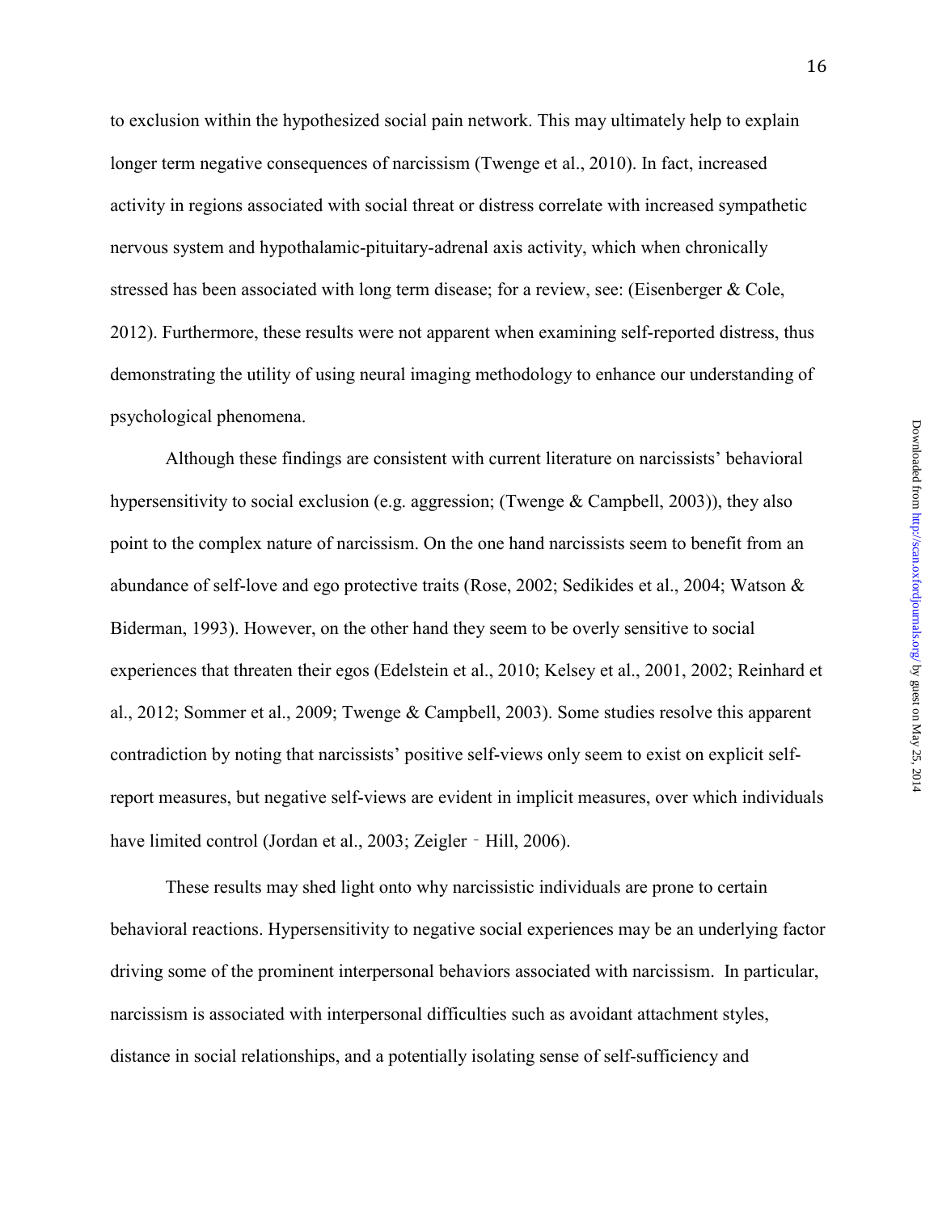to exclusion within the hypothesized social pain network. This may ultimately help to explain longer term negative consequences of narcissism (Twenge et al., 2010). In fact, increased activity in regions associated with social threat or distress correlate with increased sympathetic nervous system and hypothalamic-pituitary-adrenal axis activity, which when chronically stressed has been associated with long term disease; for a review, see: (Eisenberger & Cole, 2012). Furthermore, these results were not apparent when examining self-reported distress, thus demonstrating the utility of using neural imaging methodology to enhance our understanding of psychological phenomena.

Although these findings are consistent with current literature on narcissists' behavioral hypersensitivity to social exclusion (e.g. aggression; (Twenge & Campbell, 2003)), they also point to the complex nature of narcissism. On the one hand narcissists seem to benefit from an abundance of self-love and ego protective traits (Rose, 2002; Sedikides et al., 2004; Watson & Biderman, 1993). However, on the other hand they seem to be overly sensitive to social experiences that threaten their egos (Edelstein et al., 2010; Kelsey et al., 2001, 2002; Reinhard et al., 2012; Sommer et al., 2009; Twenge & Campbell, 2003). Some studies resolve this apparent contradiction by noting that narcissists' positive self-views only seem to exist on explicit self-report measures, but negative self-views are evident in implicit measures, over which individuals have limited control (Jordan et al., 2003; Zeigler‐Hill, 2006).

These results may shed light onto why narcissistic individuals are prone to certain behavioral reactions. Hypersensitivity to negative social experiences may be an underlying factor driving some of the prominent interpersonal behaviors associated with narcissism. In particular, narcissism is associated with interpersonal difficulties such as avoidant attachment styles, distance in social relationships, and a potentially isolating sense of self-sufficiency and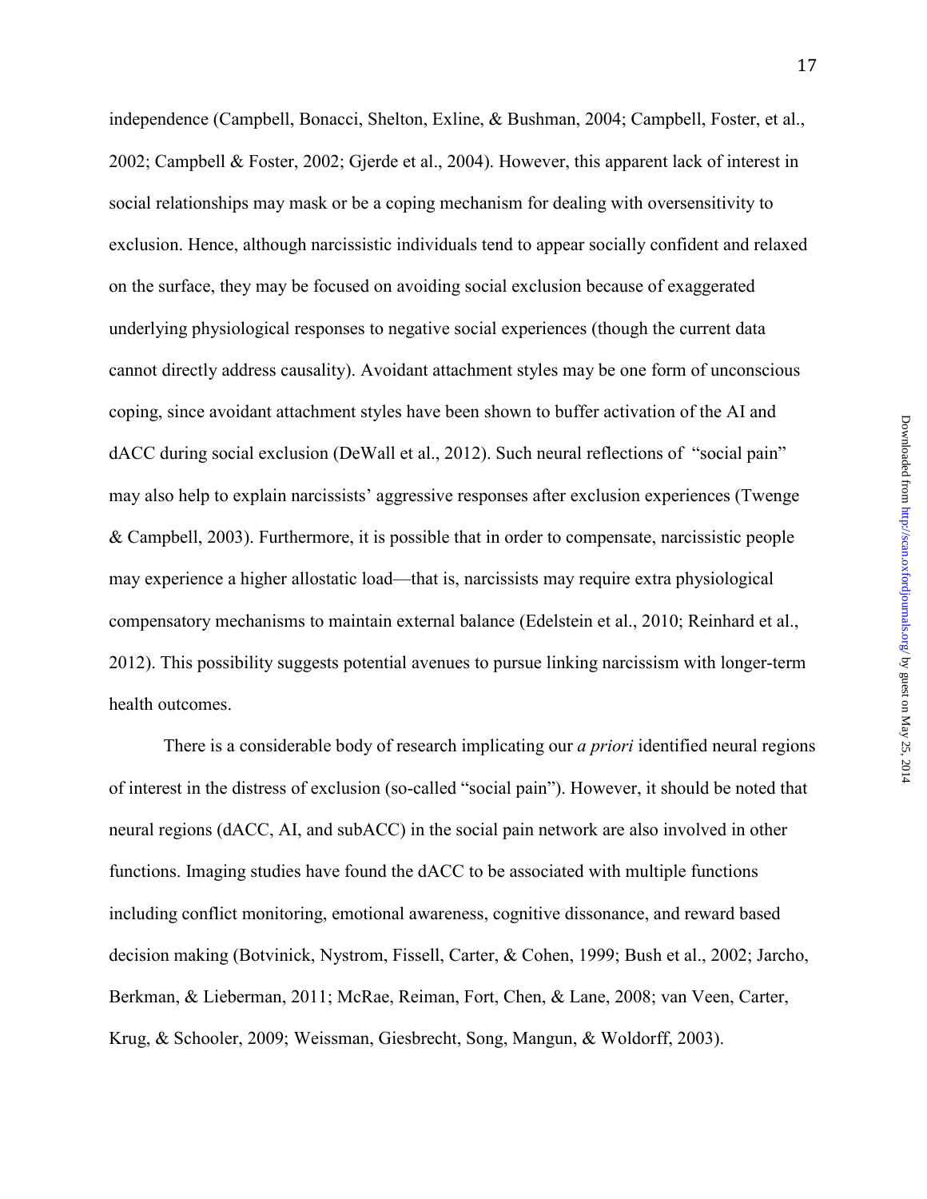independence (Campbell, Bonacci, Shelton, Exline, & Bushman, 2004; Campbell, Foster, et al., 2002; Campbell & Foster, 2002; Gjerde et al., 2004). However, this apparent lack of interest in social relationships may mask or be a coping mechanism for dealing with oversensitivity to exclusion. Hence, although narcissistic individuals tend to appear socially confident and relaxed on the surface, they may be focused on avoiding social exclusion because of exaggerated underlying physiological responses to negative social experiences (though the current data cannot directly address causality). Avoidant attachment styles may be one form of unconscious coping, since avoidant attachment styles have been shown to buffer activation of the AI and dACC during social exclusion (DeWall et al., 2012). Such neural reflections of "social pain" may also help to explain narcissists' aggressive responses after exclusion experiences (Twenge & Campbell, 2003). Furthermore, it is possible that in order to compensate, narcissistic people may experience a higher allostatic load—that is, narcissists may require extra physiological compensatory mechanisms to maintain external balance (Edelstein et al., 2010; Reinhard et al., 2012). This possibility suggests potential avenues to pursue linking narcissism with longer-term health outcomes.

There is a considerable body of research implicating our *a priori* identified neural regions of interest in the distress of exclusion (so-called "social pain"). However, it should be noted that neural regions (dACC, AI, and subACC) in the social pain network are also involved in other functions. Imaging studies have found the dACC to be associated with multiple functions including conflict monitoring, emotional awareness, cognitive dissonance, and reward based decision making (Botvinick, Nystrom, Fissell, Carter, & Cohen, 1999; Bush et al., 2002; Jarcho, Berkman, & Lieberman, 2011; McRae, Reiman, Fort, Chen, & Lane, 2008; van Veen, Carter, Krug, & Schooler, 2009; Weissman, Giesbrecht, Song, Mangun, & Woldorff, 2003).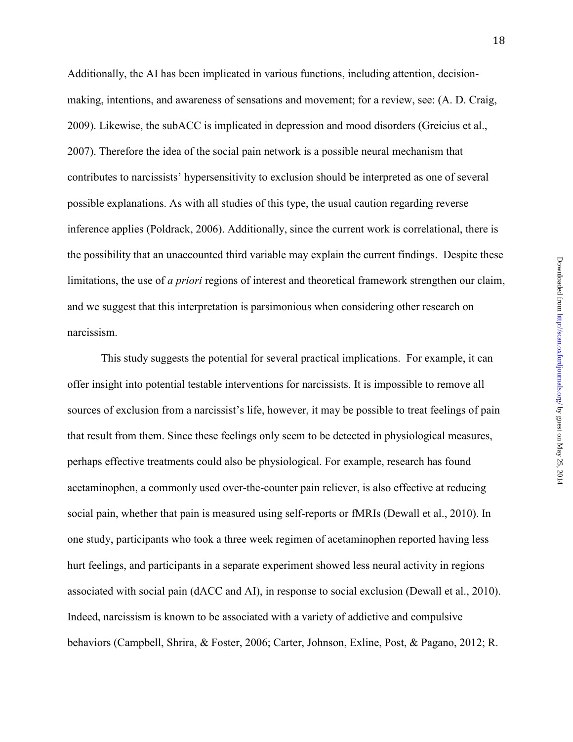Additionally, the AI has been implicated in various functions, including attention, decision-making, intentions, and awareness of sensations and movement; for a review, see: (A. D. Craig, 2009). Likewise, the subACC is implicated in depression and mood disorders (Greicius et al., 2007). Therefore the idea of the social pain network is a possible neural mechanism that contributes to narcissists' hypersensitivity to exclusion should be interpreted as one of several possible explanations. As with all studies of this type, the usual caution regarding reverse inference applies (Poldrack, 2006). Additionally, since the current work is correlational, there is the possibility that an unaccounted third variable may explain the current findings. Despite these limitations, the use of *a priori* regions of interest and theoretical framework strengthen our claim, and we suggest that this interpretation is parsimonious when considering other research on narcissism.

This study suggests the potential for several practical implications. For example, it can offer insight into potential testable interventions for narcissists. It is impossible to remove all sources of exclusion from a narcissist's life, however, it may be possible to treat feelings of pain that result from them. Since these feelings only seem to be detected in physiological measures, perhaps effective treatments could also be physiological. For example, research has found acetaminophen, a commonly used over-the-counter pain reliever, is also effective at reducing social pain, whether that pain is measured using self-reports or fMRIs (Dewall et al., 2010). In one study, participants who took a three week regimen of acetaminophen reported having less hurt feelings, and participants in a separate experiment showed less neural activity in regions associated with social pain (dACC and AI), in response to social exclusion (Dewall et al., 2010). Indeed, narcissism is known to be associated with a variety of addictive and compulsive behaviors (Campbell, Shrira, & Foster, 2006; Carter, Johnson, Exline, Post, & Pagano, 2012; R.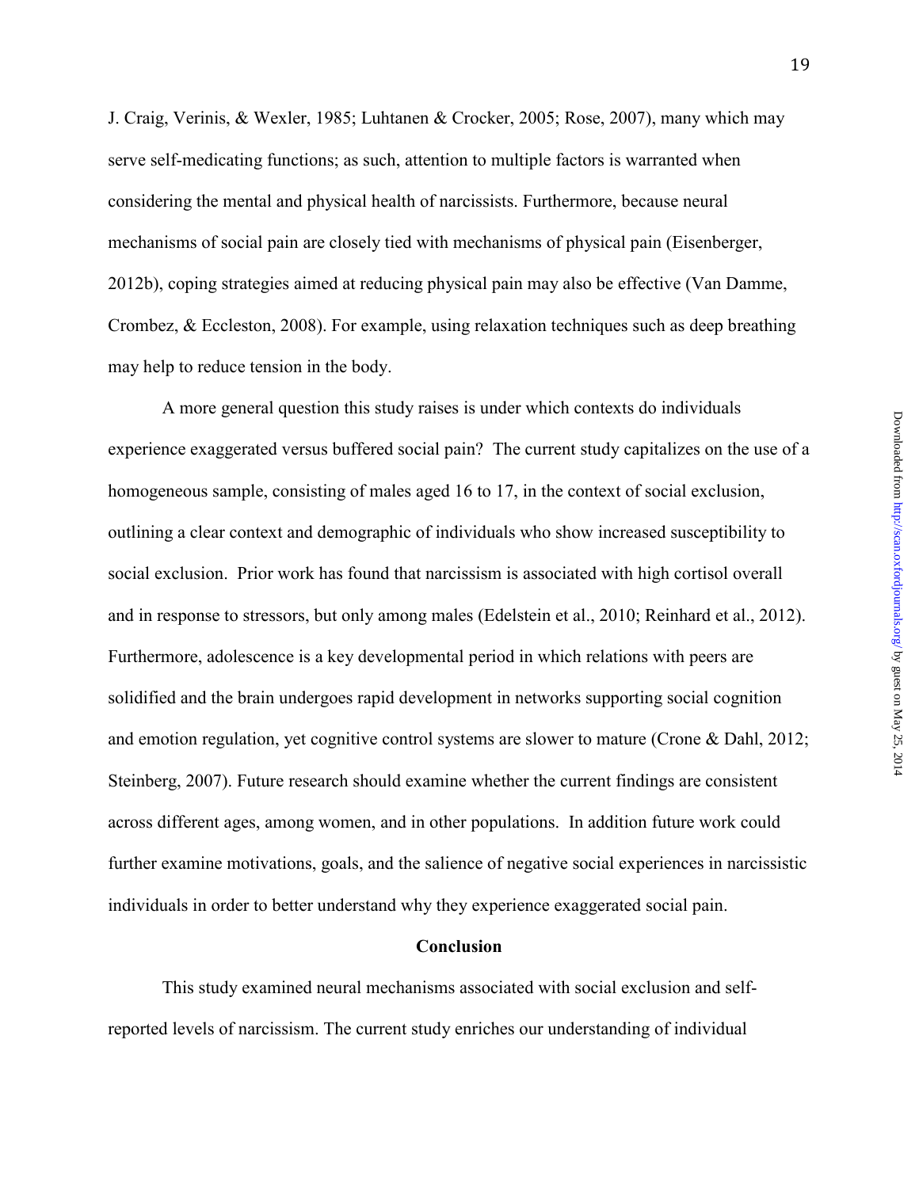J. Craig, Verinis, & Wexler, 1985; Luhtanen & Crocker, 2005; Rose, 2007), many which may serve self-medicating functions; as such, attention to multiple factors is warranted when considering the mental and physical health of narcissists. Furthermore, because neural mechanisms of social pain are closely tied with mechanisms of physical pain (Eisenberger, 2012b), coping strategies aimed at reducing physical pain may also be effective (Van Damme, Crombez, & Eccleston, 2008). For example, using relaxation techniques such as deep breathing may help to reduce tension in the body.

A more general question this study raises is under which contexts do individuals experience exaggerated versus buffered social pain? The current study capitalizes on the use of a homogeneous sample, consisting of males aged 16 to 17, in the context of social exclusion, outlining a clear context and demographic of individuals who show increased susceptibility to social exclusion. Prior work has found that narcissism is associated with high cortisol overall and in response to stressors, but only among males (Edelstein et al., 2010; Reinhard et al., 2012). Furthermore, adolescence is a key developmental period in which relations with peers are solidified and the brain undergoes rapid development in networks supporting social cognition and emotion regulation, yet cognitive control systems are slower to mature (Crone & Dahl, 2012; Steinberg, 2007). Future research should examine whether the current findings are consistent across different ages, among women, and in other populations. In addition future work could further examine motivations, goals, and the salience of negative social experiences in narcissistic individuals in order to better understand why they experience exaggerated social pain.

## Conclusion

This study examined neural mechanisms associated with social exclusion and self-reported levels of narcissism. The current study enriches our understanding of individual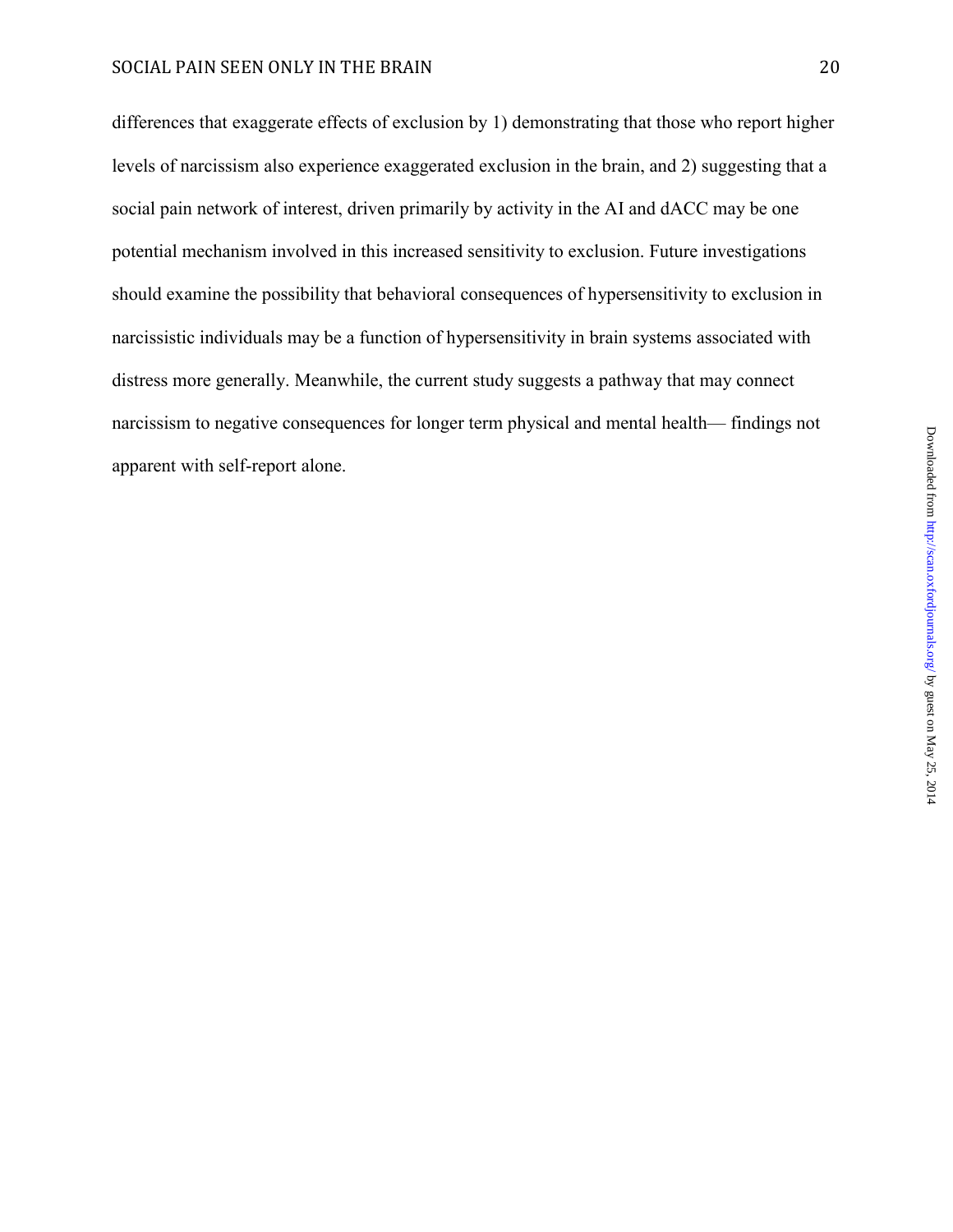differences that exaggerate effects of exclusion by 1) demonstrating that those who report higher levels of narcissism also experience exaggerated exclusion in the brain, and 2) suggesting that a social pain network of interest, driven primarily by activity in the AI and dACC may be one potential mechanism involved in this increased sensitivity to exclusion. Future investigations should examine the possibility that behavioral consequences of hypersensitivity to exclusion in narcissistic individuals may be a function of hypersensitivity in brain systems associated with distress more generally. Meanwhile, the current study suggests a pathway that may connect narcissism to negative consequences for longer term physical and mental health— findings not apparent with self-report alone.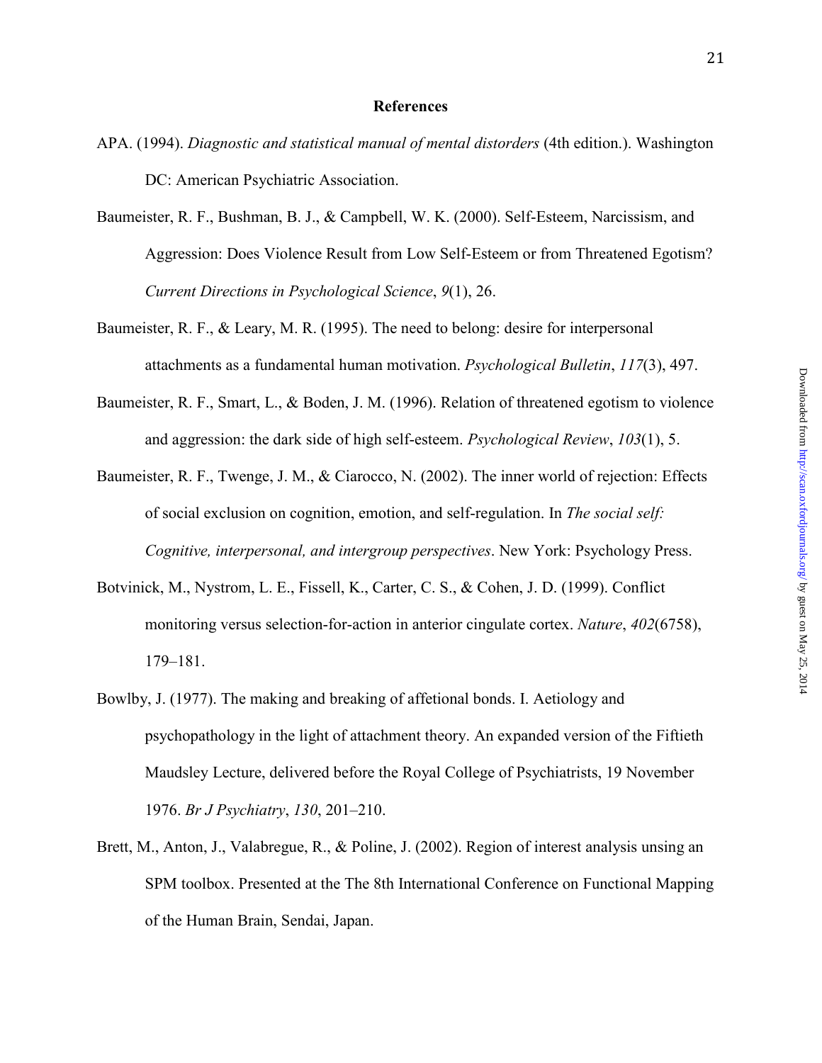## References

APA. (1994). *Diagnostic and statistical manual of mental distorders* (4th edition.). Washington DC: American Psychiatric Association.

Baumeister, R. F., Bushman, B. J., & Campbell, W. K. (2000). Self-Esteem, Narcissism, and Aggression: Does Violence Result from Low Self-Esteem or from Threatened Egotism? *Current Directions in Psychological Science*, *9*(1), 26.

Baumeister, R. F., & Leary, M. R. (1995). The need to belong: desire for interpersonal attachments as a fundamental human motivation. *Psychological Bulletin*, *117*(3), 497.

Baumeister, R. F., Smart, L., & Boden, J. M. (1996). Relation of threatened egotism to violence and aggression: the dark side of high self-esteem. *Psychological Review*, *103*(1), 5.

Baumeister, R. F., Twenge, J. M., & Ciarocco, N. (2002). The inner world of rejection: Effects of social exclusion on cognition, emotion, and self-regulation. In *The social self: Cognitive, interpersonal, and intergroup perspectives*. New York: Psychology Press.

Botvinick, M., Nystrom, L. E., Fissell, K., Carter, C. S., & Cohen, J. D. (1999). Conflict monitoring versus selection-for-action in anterior cingulate cortex. *Nature*, *402*(6758), 179–181.

Bowlby, J. (1977). The making and breaking of affetional bonds. I. Aetiology and psychopathology in the light of attachment theory. An expanded version of the Fiftieth Maudsley Lecture, delivered before the Royal College of Psychiatrists, 19 November 1976. *Br J Psychiatry*, *130*, 201–210.

Brett, M., Anton, J., Valabregue, R., & Poline, J. (2002). Region of interest analysis unsing an SPM toolbox. Presented at the The 8th International Conference on Functional Mapping of the Human Brain, Sendai, Japan.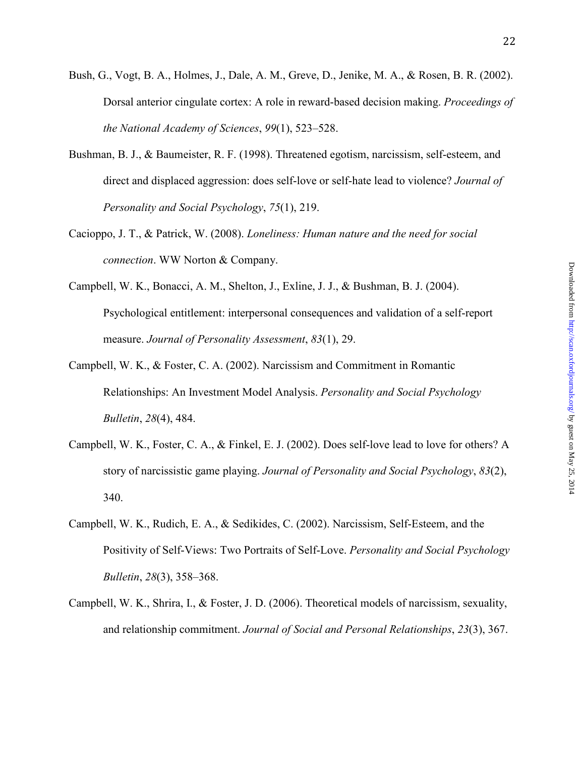Bush, G., Vogt, B. A., Holmes, J., Dale, A. M., Greve, D., Jenike, M. A., & Rosen, B. R. (2002). Dorsal anterior cingulate cortex: A role in reward-based decision making. *Proceedings of the National Academy of Sciences*, *99*(1), 523–528.

Bushman, B. J., & Baumeister, R. F. (1998). Threatened egotism, narcissism, self-esteem, and direct and displaced aggression: does self-love or self-hate lead to violence? *Journal of Personality and Social Psychology*, *75*(1), 219.

Cacioppo, J. T., & Patrick, W. (2008). *Loneliness: Human nature and the need for social connection*. WW Norton & Company.

Campbell, W. K., Bonacci, A. M., Shelton, J., Exline, J. J., & Bushman, B. J. (2004). Psychological entitlement: interpersonal consequences and validation of a self-report measure. *Journal of Personality Assessment*, *83*(1), 29.

Campbell, W. K., & Foster, C. A. (2002). Narcissism and Commitment in Romantic Relationships: An Investment Model Analysis. *Personality and Social Psychology Bulletin*, *28*(4), 484.

Campbell, W. K., Foster, C. A., & Finkel, E. J. (2002). Does self-love lead to love for others? A story of narcissistic game playing. *Journal of Personality and Social Psychology*, *83*(2), 340.

Campbell, W. K., Rudich, E. A., & Sedikides, C. (2002). Narcissism, Self-Esteem, and the Positivity of Self-Views: Two Portraits of Self-Love. *Personality and Social Psychology Bulletin*, *28*(3), 358–368.

Campbell, W. K., Shrira, I., & Foster, J. D. (2006). Theoretical models of narcissism, sexuality, and relationship commitment. *Journal of Social and Personal Relationships*, *23*(3), 367.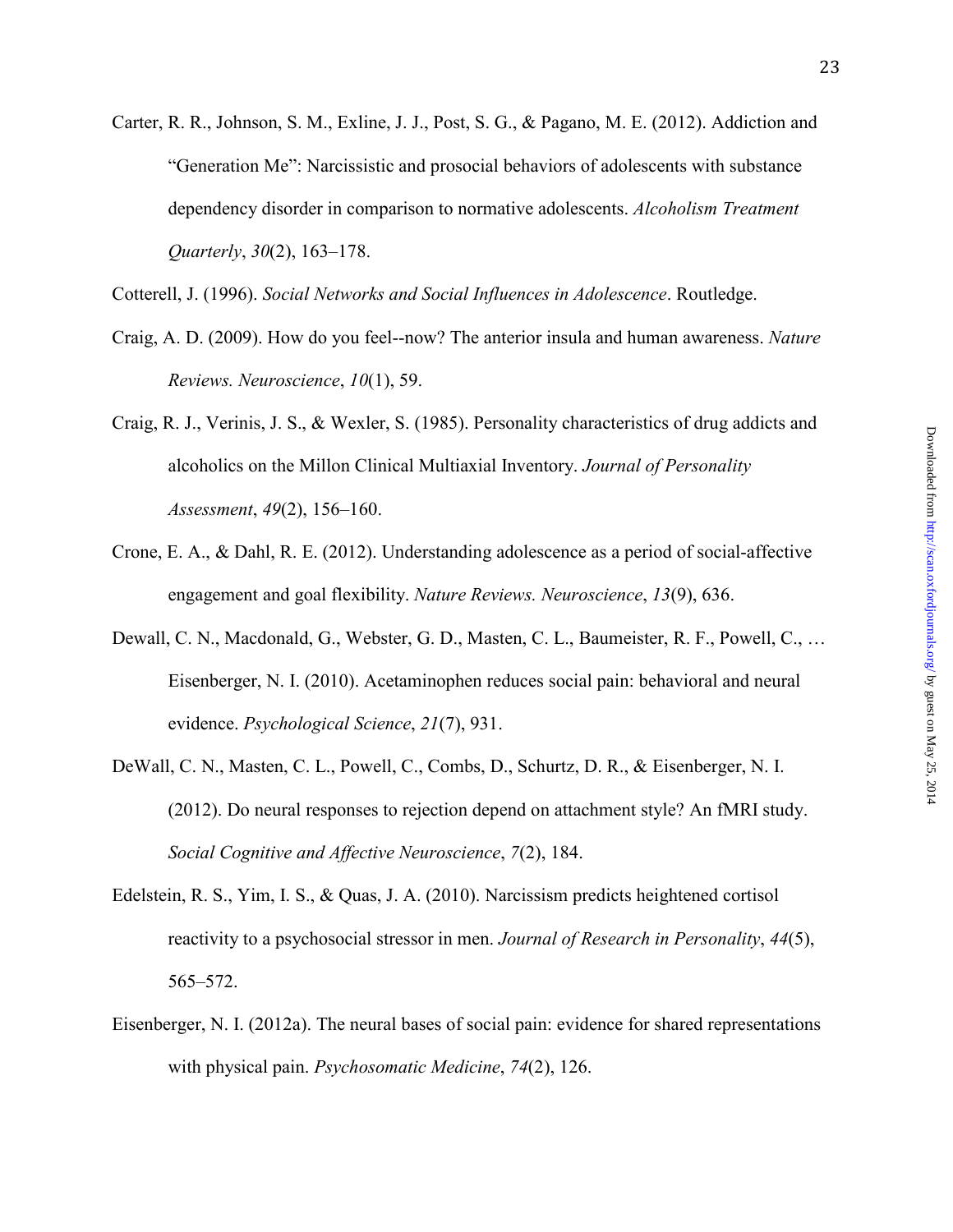Carter, R. R., Johnson, S. M., Exline, J. J., Post, S. G., & Pagano, M. E. (2012). Addiction and "Generation Me": Narcissistic and prosocial behaviors of adolescents with substance dependency disorder in comparison to normative adolescents. *Alcoholism Treatment Quarterly*, *30*(2), 163–178.

Cotterell, J. (1996). *Social Networks and Social Influences in Adolescence*. Routledge.

Craig, A. D. (2009). How do you feel--now? The anterior insula and human awareness. *Nature Reviews. Neuroscience*, *10*(1), 59.

Craig, R. J., Verinis, J. S., & Wexler, S. (1985). Personality characteristics of drug addicts and alcoholics on the Millon Clinical Multiaxial Inventory. *Journal of Personality Assessment*, *49*(2), 156–160.

Crone, E. A., & Dahl, R. E. (2012). Understanding adolescence as a period of social-affective engagement and goal flexibility. *Nature Reviews. Neuroscience*, *13*(9), 636.

Dewall, C. N., Macdonald, G., Webster, G. D., Masten, C. L., Baumeister, R. F., Powell, C., … Eisenberger, N. I. (2010). Acetaminophen reduces social pain: behavioral and neural evidence. *Psychological Science*, *21*(7), 931.

DeWall, C. N., Masten, C. L., Powell, C., Combs, D., Schurtz, D. R., & Eisenberger, N. I. (2012). Do neural responses to rejection depend on attachment style? An fMRI study. *Social Cognitive and Affective Neuroscience*, *7*(2), 184.

Edelstein, R. S., Yim, I. S., & Quas, J. A. (2010). Narcissism predicts heightened cortisol reactivity to a psychosocial stressor in men. *Journal of Research in Personality*, *44*(5), 565–572.

Eisenberger, N. I. (2012a). The neural bases of social pain: evidence for shared representations with physical pain. *Psychosomatic Medicine*, *74*(2), 126.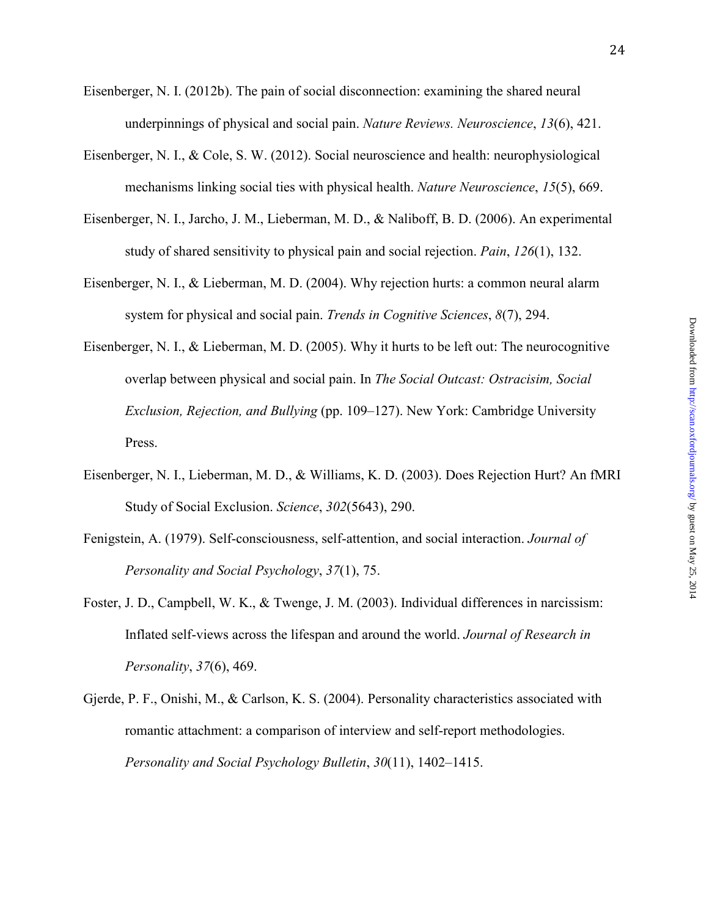Eisenberger, N. I. (2012b). The pain of social disconnection: examining the shared neural underpinnings of physical and social pain. *Nature Reviews. Neuroscience*, *13*(6), 421.

Eisenberger, N. I., & Cole, S. W. (2012). Social neuroscience and health: neurophysiological mechanisms linking social ties with physical health. *Nature Neuroscience*, *15*(5), 669.

Eisenberger, N. I., Jarcho, J. M., Lieberman, M. D., & Naliboff, B. D. (2006). An experimental study of shared sensitivity to physical pain and social rejection. *Pain*, *126*(1), 132.

Eisenberger, N. I., & Lieberman, M. D. (2004). Why rejection hurts: a common neural alarm system for physical and social pain. *Trends in Cognitive Sciences*, *8*(7), 294.

Eisenberger, N. I., & Lieberman, M. D. (2005). Why it hurts to be left out: The neurocognitive overlap between physical and social pain. In *The Social Outcast: Ostracisim, Social Exclusion, Rejection, and Bullying* (pp. 109–127). New York: Cambridge University Press.

Eisenberger, N. I., Lieberman, M. D., & Williams, K. D. (2003). Does Rejection Hurt? An fMRI Study of Social Exclusion. *Science*, *302*(5643), 290.

Fenigstein, A. (1979). Self-consciousness, self-attention, and social interaction. *Journal of Personality and Social Psychology*, *37*(1), 75.

Foster, J. D., Campbell, W. K., & Twenge, J. M. (2003). Individual differences in narcissism: Inflated self-views across the lifespan and around the world. *Journal of Research in Personality*, *37*(6), 469.

Gjerde, P. F., Onishi, M., & Carlson, K. S. (2004). Personality characteristics associated with romantic attachment: a comparison of interview and self-report methodologies. *Personality and Social Psychology Bulletin*, *30*(11), 1402–1415.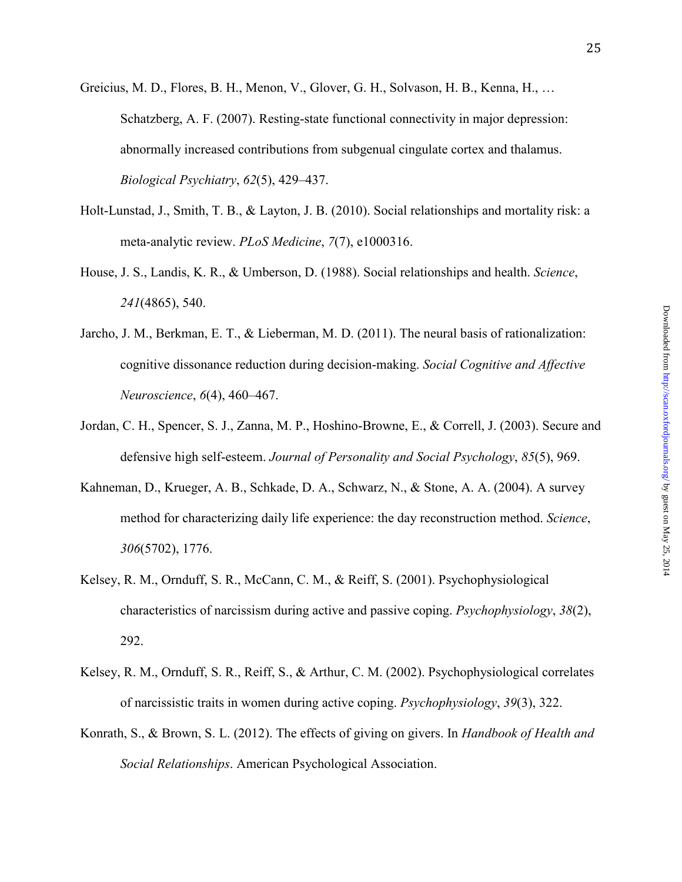Greicius, M. D., Flores, B. H., Menon, V., Glover, G. H., Solvason, H. B., Kenna, H., … Schatzberg, A. F. (2007). Resting-state functional connectivity in major depression: abnormally increased contributions from subgenual cingulate cortex and thalamus. *Biological Psychiatry*, *62*(5), 429–437.

Holt-Lunstad, J., Smith, T. B., & Layton, J. B. (2010). Social relationships and mortality risk: a meta-analytic review. *PLoS Medicine*, *7*(7), e1000316.

House, J. S., Landis, K. R., & Umberson, D. (1988). Social relationships and health. *Science*, *241*(4865), 540.

Jarcho, J. M., Berkman, E. T., & Lieberman, M. D. (2011). The neural basis of rationalization: cognitive dissonance reduction during decision-making. *Social Cognitive and Affective Neuroscience*, *6*(4), 460–467.

Jordan, C. H., Spencer, S. J., Zanna, M. P., Hoshino-Browne, E., & Correll, J. (2003). Secure and defensive high self-esteem. *Journal of Personality and Social Psychology*, *85*(5), 969.

Kahneman, D., Krueger, A. B., Schkade, D. A., Schwarz, N., & Stone, A. A. (2004). A survey method for characterizing daily life experience: the day reconstruction method. *Science*, *306*(5702), 1776.

Kelsey, R. M., Ornduff, S. R., McCann, C. M., & Reiff, S. (2001). Psychophysiological characteristics of narcissism during active and passive coping. *Psychophysiology*, *38*(2), 292.

Kelsey, R. M., Ornduff, S. R., Reiff, S., & Arthur, C. M. (2002). Psychophysiological correlates of narcissistic traits in women during active coping. *Psychophysiology*, *39*(3), 322.

Konrath, S., & Brown, S. L. (2012). The effects of giving on givers. In *Handbook of Health and Social Relationships*. American Psychological Association.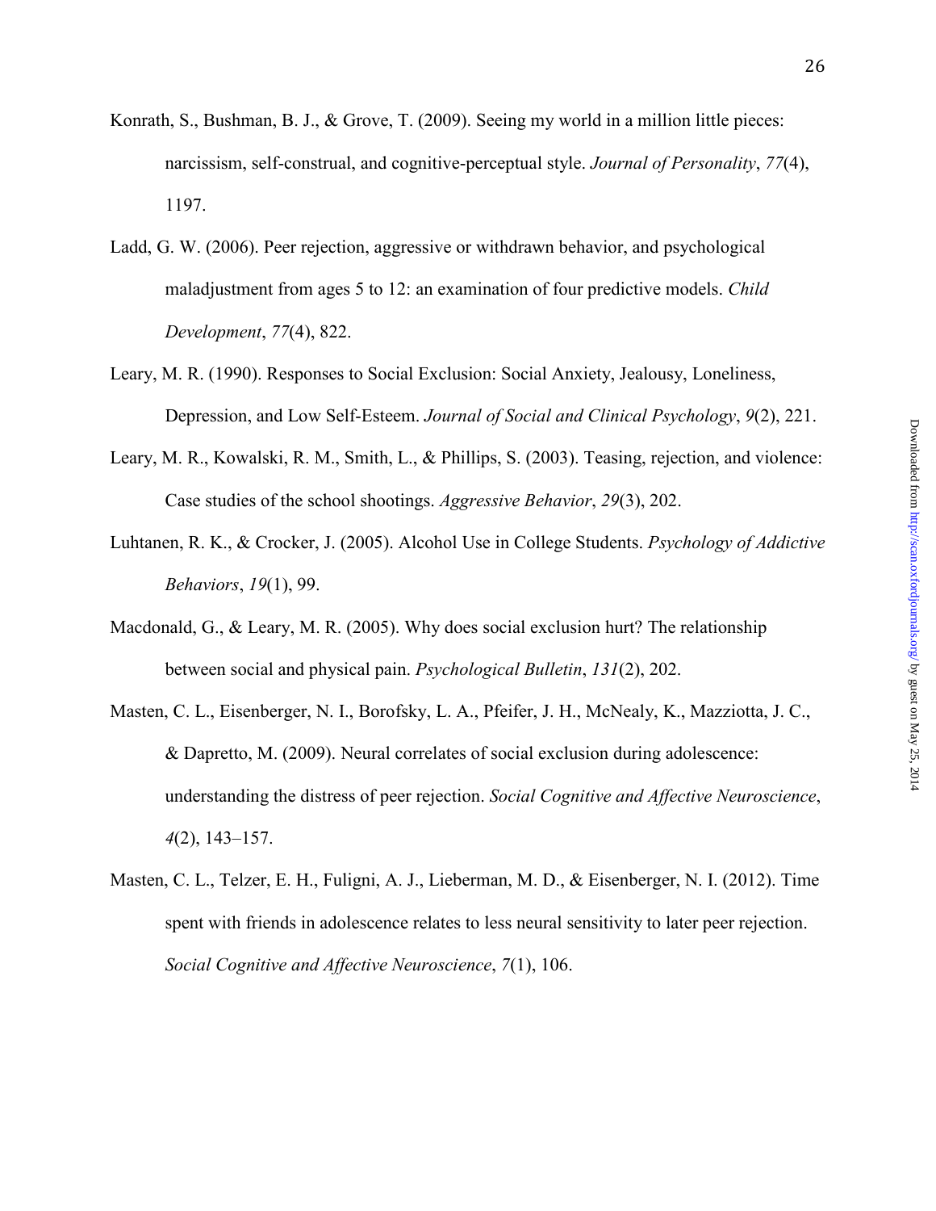Konrath, S., Bushman, B. J., & Grove, T. (2009). Seeing my world in a million little pieces: narcissism, self-construal, and cognitive-perceptual style. *Journal of Personality*, *77*(4), 1197.

Ladd, G. W. (2006). Peer rejection, aggressive or withdrawn behavior, and psychological maladjustment from ages 5 to 12: an examination of four predictive models. *Child Development*, *77*(4), 822.

Leary, M. R. (1990). Responses to Social Exclusion: Social Anxiety, Jealousy, Loneliness, Depression, and Low Self-Esteem. *Journal of Social and Clinical Psychology*, *9*(2), 221.

Leary, M. R., Kowalski, R. M., Smith, L., & Phillips, S. (2003). Teasing, rejection, and violence: Case studies of the school shootings. *Aggressive Behavior*, *29*(3), 202.

Luhtanen, R. K., & Crocker, J. (2005). Alcohol Use in College Students. *Psychology of Addictive Behaviors*, *19*(1), 99.

Macdonald, G., & Leary, M. R. (2005). Why does social exclusion hurt? The relationship between social and physical pain. *Psychological Bulletin*, *131*(2), 202.

Masten, C. L., Eisenberger, N. I., Borofsky, L. A., Pfeifer, J. H., McNealy, K., Mazziotta, J. C., & Dapretto, M. (2009). Neural correlates of social exclusion during adolescence: understanding the distress of peer rejection. *Social Cognitive and Affective Neuroscience*, *4*(2), 143–157.

Masten, C. L., Telzer, E. H., Fuligni, A. J., Lieberman, M. D., & Eisenberger, N. I. (2012). Time spent with friends in adolescence relates to less neural sensitivity to later peer rejection. *Social Cognitive and Affective Neuroscience*, *7*(1), 106.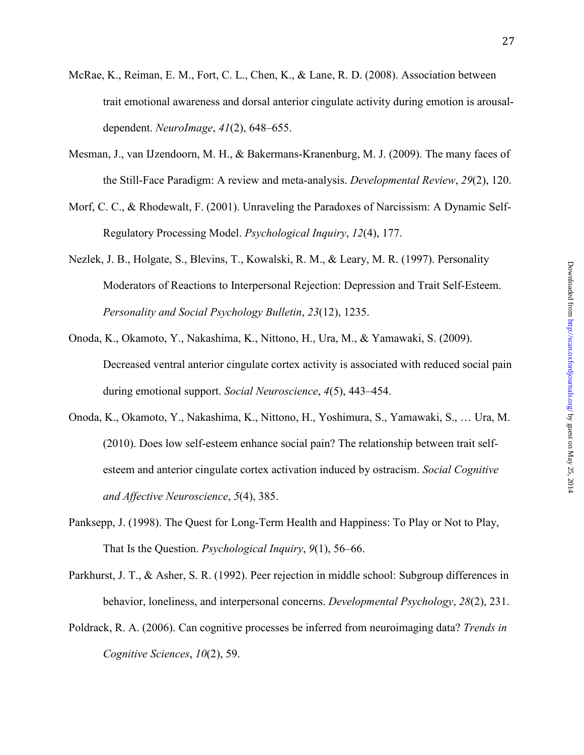McRae, K., Reiman, E. M., Fort, C. L., Chen, K., & Lane, R. D. (2008). Association between trait emotional awareness and dorsal anterior cingulate activity during emotion is arousal-dependent. *NeuroImage*, *41*(2), 648–655.

Mesman, J., van IJzendoorn, M. H., & Bakermans-Kranenburg, M. J. (2009). The many faces of the Still-Face Paradigm: A review and meta-analysis. *Developmental Review*, *29*(2), 120.

Morf, C. C., & Rhodewalt, F. (2001). Unraveling the Paradoxes of Narcissism: A Dynamic Self-Regulatory Processing Model. *Psychological Inquiry*, *12*(4), 177.

Nezlek, J. B., Holgate, S., Blevins, T., Kowalski, R. M., & Leary, M. R. (1997). Personality Moderators of Reactions to Interpersonal Rejection: Depression and Trait Self-Esteem. *Personality and Social Psychology Bulletin*, *23*(12), 1235.

Onoda, K., Okamoto, Y., Nakashima, K., Nittono, H., Ura, M., & Yamawaki, S. (2009). Decreased ventral anterior cingulate cortex activity is associated with reduced social pain during emotional support. *Social Neuroscience*, *4*(5), 443–454.

Onoda, K., Okamoto, Y., Nakashima, K., Nittono, H., Yoshimura, S., Yamawaki, S., … Ura, M. (2010). Does low self-esteem enhance social pain? The relationship between trait self-esteem and anterior cingulate cortex activation induced by ostracism. *Social Cognitive and Affective Neuroscience*, *5*(4), 385.

Panksepp, J. (1998). The Quest for Long-Term Health and Happiness: To Play or Not to Play, That Is the Question. *Psychological Inquiry*, *9*(1), 56–66.

Parkhurst, J. T., & Asher, S. R. (1992). Peer rejection in middle school: Subgroup differences in behavior, loneliness, and interpersonal concerns. *Developmental Psychology*, *28*(2), 231.

Poldrack, R. A. (2006). Can cognitive processes be inferred from neuroimaging data? *Trends in Cognitive Sciences*, *10*(2), 59.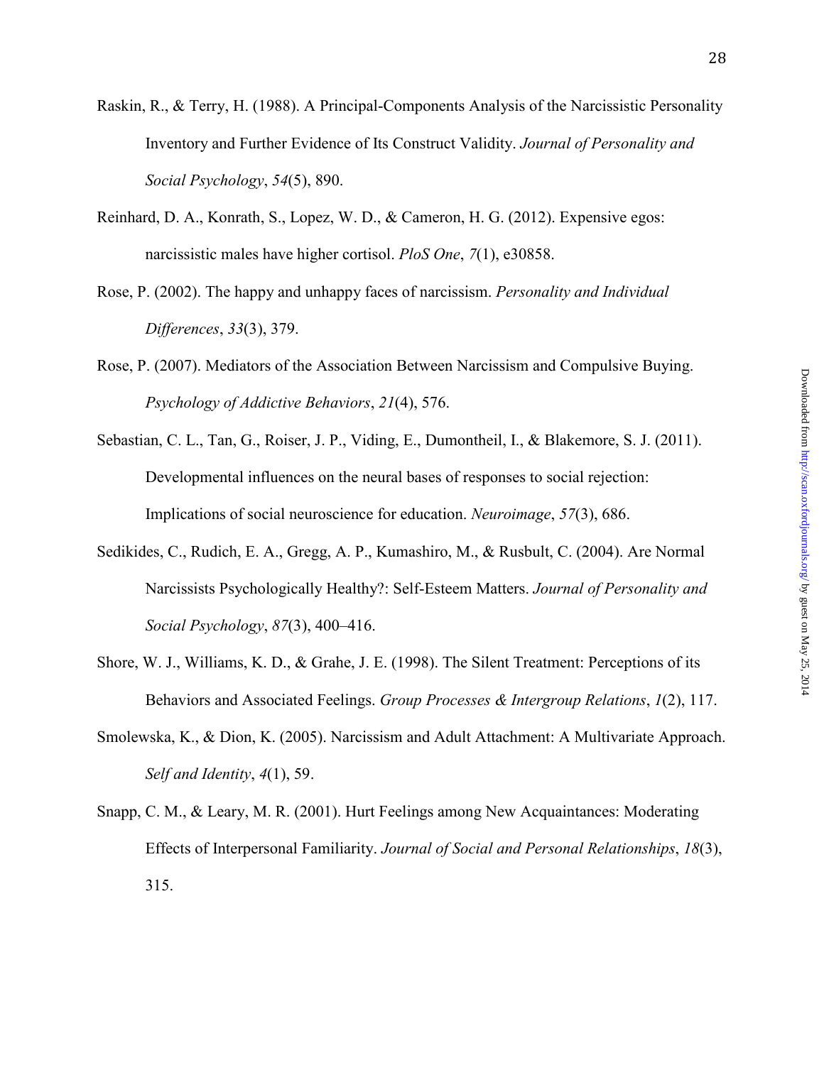Raskin, R., & Terry, H. (1988). A Principal-Components Analysis of the Narcissistic Personality Inventory and Further Evidence of Its Construct Validity. *Journal of Personality and Social Psychology*, *54*(5), 890.

Reinhard, D. A., Konrath, S., Lopez, W. D., & Cameron, H. G. (2012). Expensive egos: narcissistic males have higher cortisol. *PloS One*, *7*(1), e30858.

Rose, P. (2002). The happy and unhappy faces of narcissism. *Personality and Individual Differences*, *33*(3), 379.

Rose, P. (2007). Mediators of the Association Between Narcissism and Compulsive Buying. *Psychology of Addictive Behaviors*, *21*(4), 576.

Sebastian, C. L., Tan, G., Roiser, J. P., Viding, E., Dumontheil, I., & Blakemore, S. J. (2011). Developmental influences on the neural bases of responses to social rejection: Implications of social neuroscience for education. *Neuroimage*, *57*(3), 686.

Sedikides, C., Rudich, E. A., Gregg, A. P., Kumashiro, M., & Rusbult, C. (2004). Are Normal Narcissists Psychologically Healthy?: Self-Esteem Matters. *Journal of Personality and Social Psychology*, *87*(3), 400–416.

Shore, W. J., Williams, K. D., & Grahe, J. E. (1998). The Silent Treatment: Perceptions of its Behaviors and Associated Feelings. *Group Processes & Intergroup Relations*, *1*(2), 117.

Smolewska, K., & Dion, K. (2005). Narcissism and Adult Attachment: A Multivariate Approach. *Self and Identity*, *4*(1), 59.

Snapp, C. M., & Leary, M. R. (2001). Hurt Feelings among New Acquaintances: Moderating Effects of Interpersonal Familiarity. *Journal of Social and Personal Relationships*, *18*(3), 315.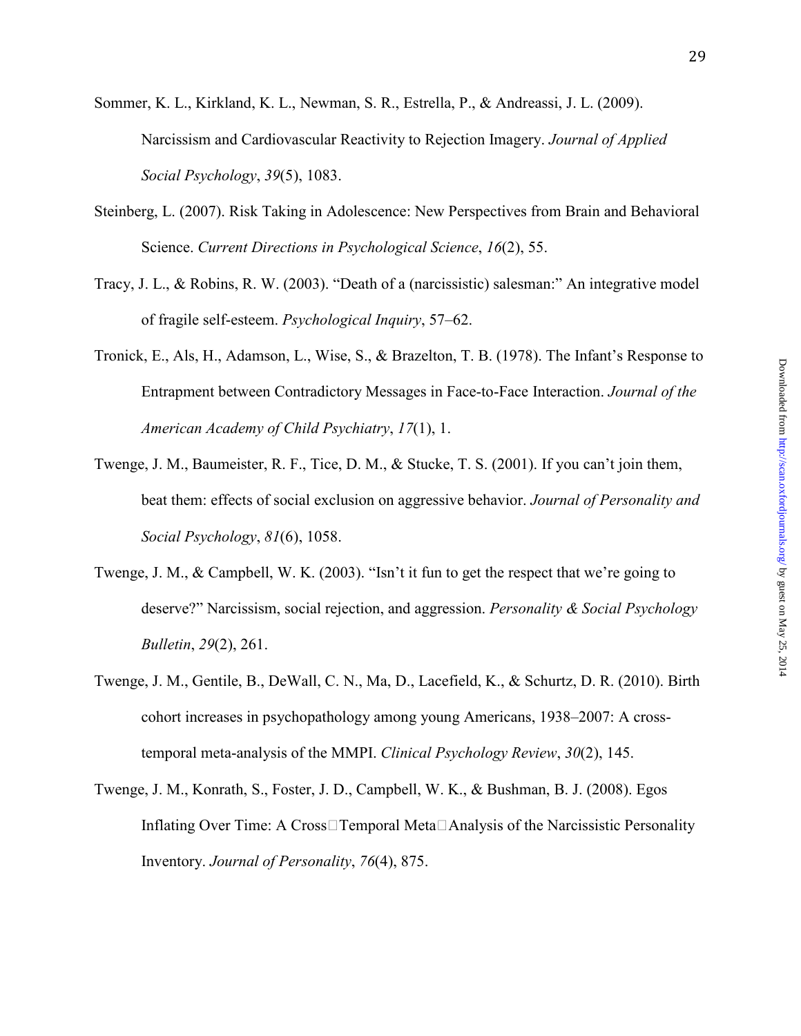Sommer, K. L., Kirkland, K. L., Newman, S. R., Estrella, P., & Andreassi, J. L. (2009). Narcissism and Cardiovascular Reactivity to Rejection Imagery. *Journal of Applied Social Psychology*, *39*(5), 1083.

Steinberg, L. (2007). Risk Taking in Adolescence: New Perspectives from Brain and Behavioral Science. *Current Directions in Psychological Science*, *16*(2), 55.

Tracy, J. L., & Robins, R. W. (2003). "Death of a (narcissistic) salesman:" An integrative model of fragile self-esteem. *Psychological Inquiry*, 57–62.

Tronick, E., Als, H., Adamson, L., Wise, S., & Brazelton, T. B. (1978). The Infant's Response to Entrapment between Contradictory Messages in Face-to-Face Interaction. *Journal of the American Academy of Child Psychiatry*, *17*(1), 1.

Twenge, J. M., Baumeister, R. F., Tice, D. M., & Stucke, T. S. (2001). If you can't join them, beat them: effects of social exclusion on aggressive behavior. *Journal of Personality and Social Psychology*, *81*(6), 1058.

Twenge, J. M., & Campbell, W. K. (2003). "Isn't it fun to get the respect that we're going to deserve?" Narcissism, social rejection, and aggression. *Personality & Social Psychology Bulletin*, *29*(2), 261.

Twenge, J. M., Gentile, B., DeWall, C. N., Ma, D., Lacefield, K., & Schurtz, D. R. (2010). Birth cohort increases in psychopathology among young Americans, 1938–2007: A cross-temporal meta-analysis of the MMPI. *Clinical Psychology Review*, *30*(2), 145.

Twenge, J. M., Konrath, S., Foster, J. D., Campbell, W. K., & Bushman, B. J. (2008). Egos Inflating Over Time: A Cross□Temporal Meta□Analysis of the Narcissistic Personality Inventory. *Journal of Personality*, *76*(4), 875.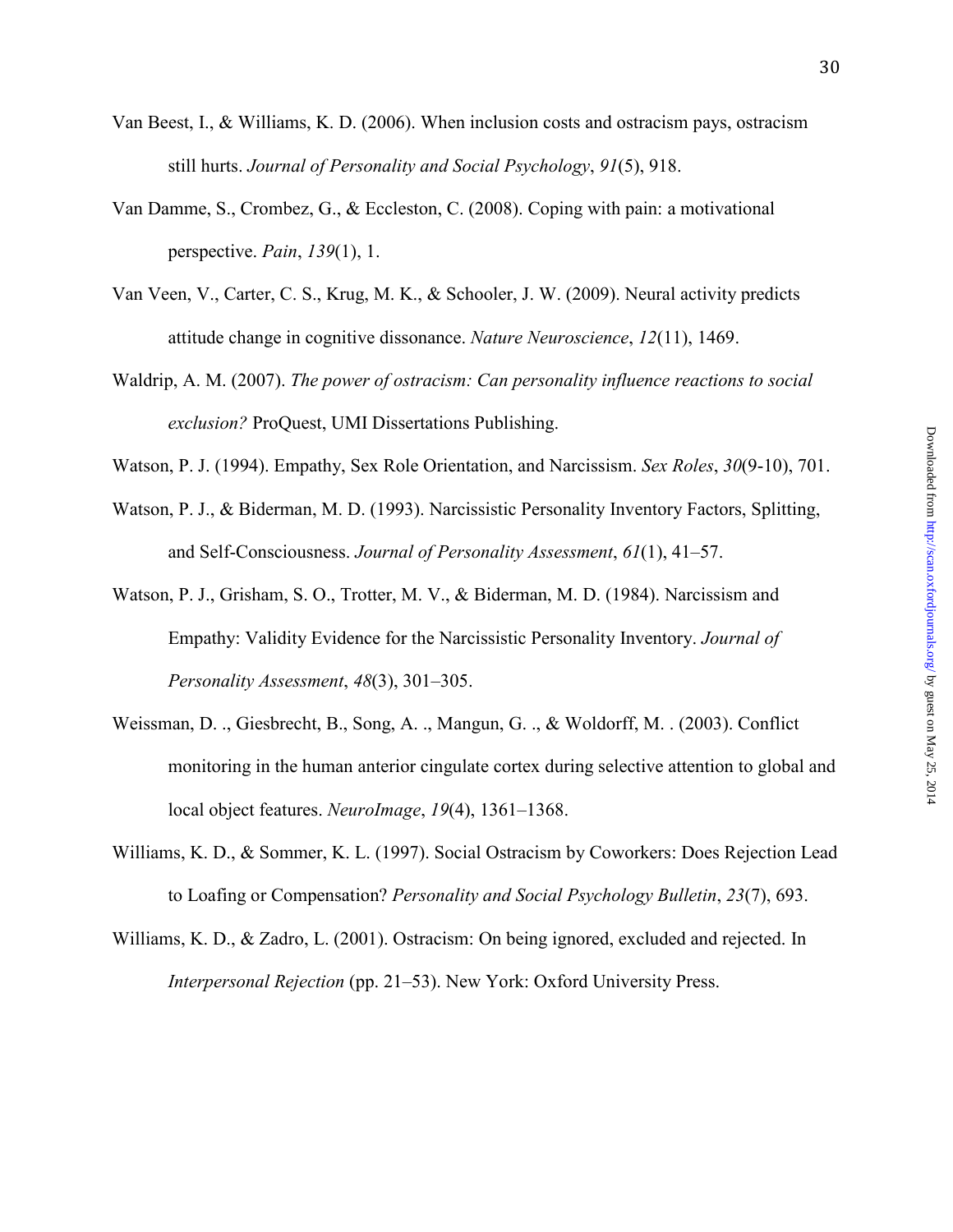Van Beest, I., & Williams, K. D. (2006). When inclusion costs and ostracism pays, ostracism still hurts. *Journal of Personality and Social Psychology*, *91*(5), 918.

Van Damme, S., Crombez, G., & Eccleston, C. (2008). Coping with pain: a motivational perspective. *Pain*, *139*(1), 1.

Van Veen, V., Carter, C. S., Krug, M. K., & Schooler, J. W. (2009). Neural activity predicts attitude change in cognitive dissonance. *Nature Neuroscience*, *12*(11), 1469.

Waldrip, A. M. (2007). *The power of ostracism: Can personality influence reactions to social exclusion?* ProQuest, UMI Dissertations Publishing.

Watson, P. J. (1994). Empathy, Sex Role Orientation, and Narcissism. *Sex Roles*, *30*(9-10), 701.

Watson, P. J., & Biderman, M. D. (1993). Narcissistic Personality Inventory Factors, Splitting, and Self-Consciousness. *Journal of Personality Assessment*, *61*(1), 41–57.

Watson, P. J., Grisham, S. O., Trotter, M. V., & Biderman, M. D. (1984). Narcissism and Empathy: Validity Evidence for the Narcissistic Personality Inventory. *Journal of Personality Assessment*, *48*(3), 301–305.

Weissman, D. ., Giesbrecht, B., Song, A. ., Mangun, G. ., & Woldorff, M. . (2003). Conflict monitoring in the human anterior cingulate cortex during selective attention to global and local object features. *NeuroImage*, *19*(4), 1361–1368.

Williams, K. D., & Sommer, K. L. (1997). Social Ostracism by Coworkers: Does Rejection Lead to Loafing or Compensation? *Personality and Social Psychology Bulletin*, *23*(7), 693.

Williams, K. D., & Zadro, L. (2001). Ostracism: On being ignored, excluded and rejected. In *Interpersonal Rejection* (pp. 21–53). New York: Oxford University Press.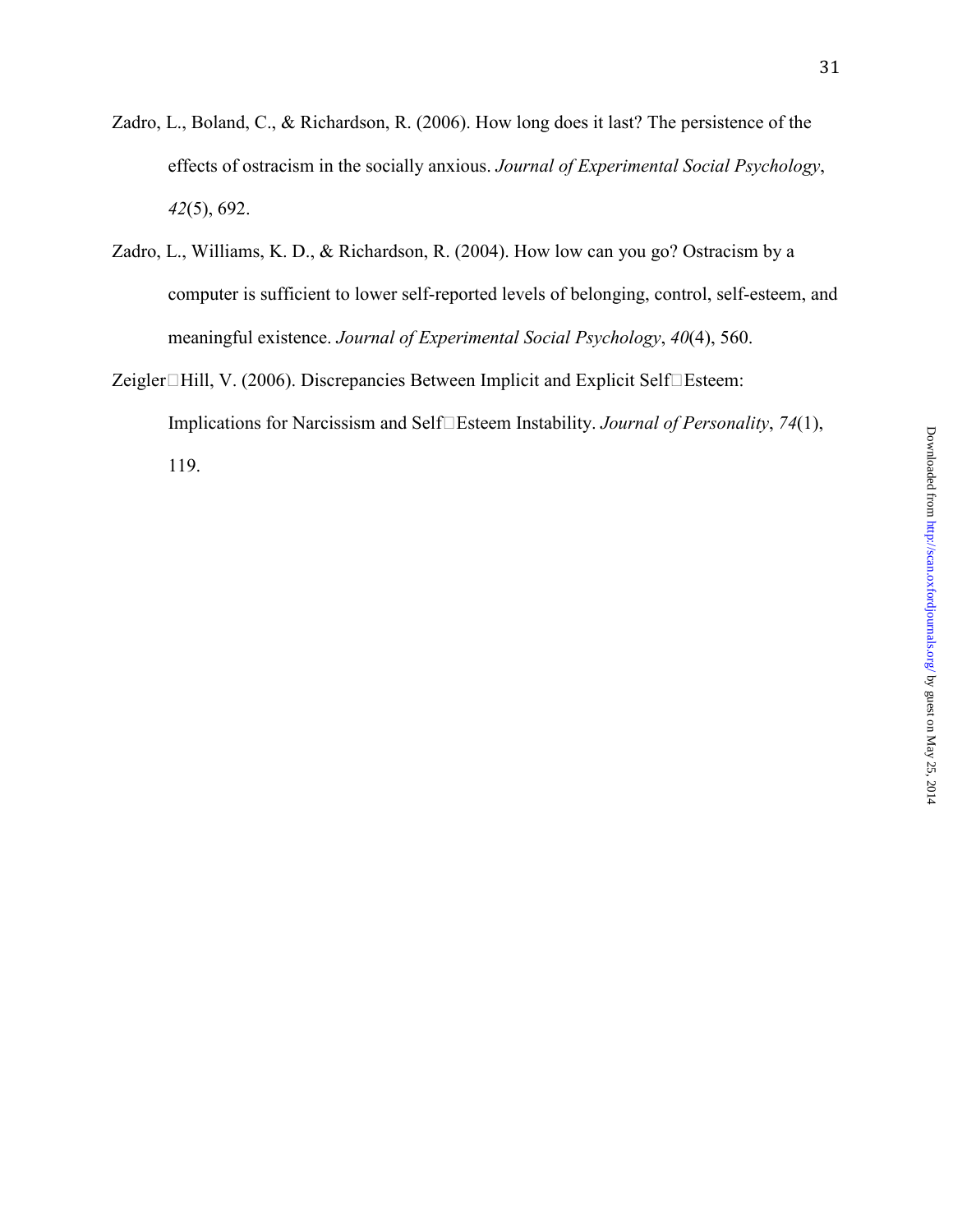Zadro, L., Boland, C., & Richardson, R. (2006). How long does it last? The persistence of the effects of ostracism in the socially anxious. *Journal of Experimental Social Psychology*, *42*(5), 692.

Zadro, L., Williams, K. D., & Richardson, R. (2004). How low can you go? Ostracism by a computer is sufficient to lower self-reported levels of belonging, control, self-esteem, and meaningful existence. *Journal of Experimental Social Psychology*, *40*(4), 560.

Zeigler□Hill, V. (2006). Discrepancies Between Implicit and Explicit Self□Esteem: Implications for Narcissism and Self□Esteem Instability. *Journal of Personality*, *74*(1), 119.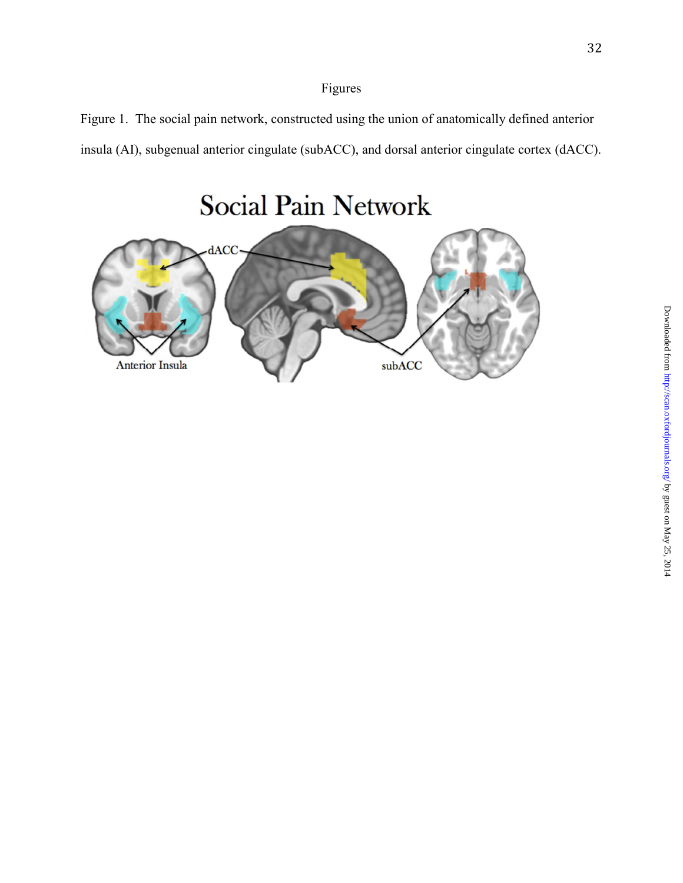Figures

Figure 1. The social pain network, constructed using the union of anatomically defined anterior insula (AI), subgenual anterior cingulate (subACC), and dorsal anterior cingulate cortex (dACC).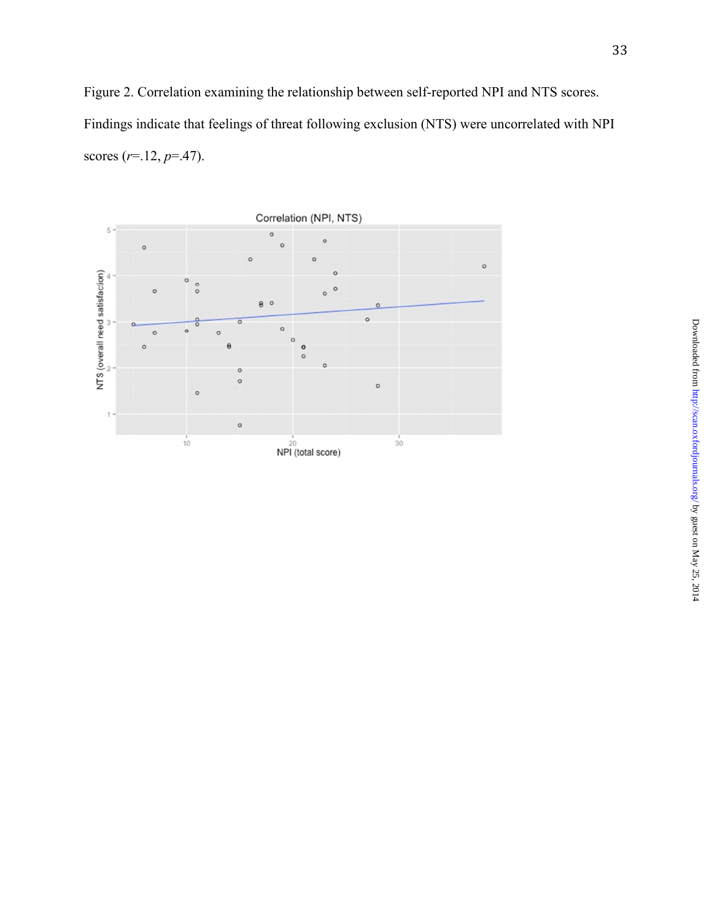Figure 2. Correlation examining the relationship between self-reported NPI and NTS scores. Findings indicate that feelings of threat following exclusion (NTS) were uncorrelated with NPI scores ($r$=.12, $p$=.47).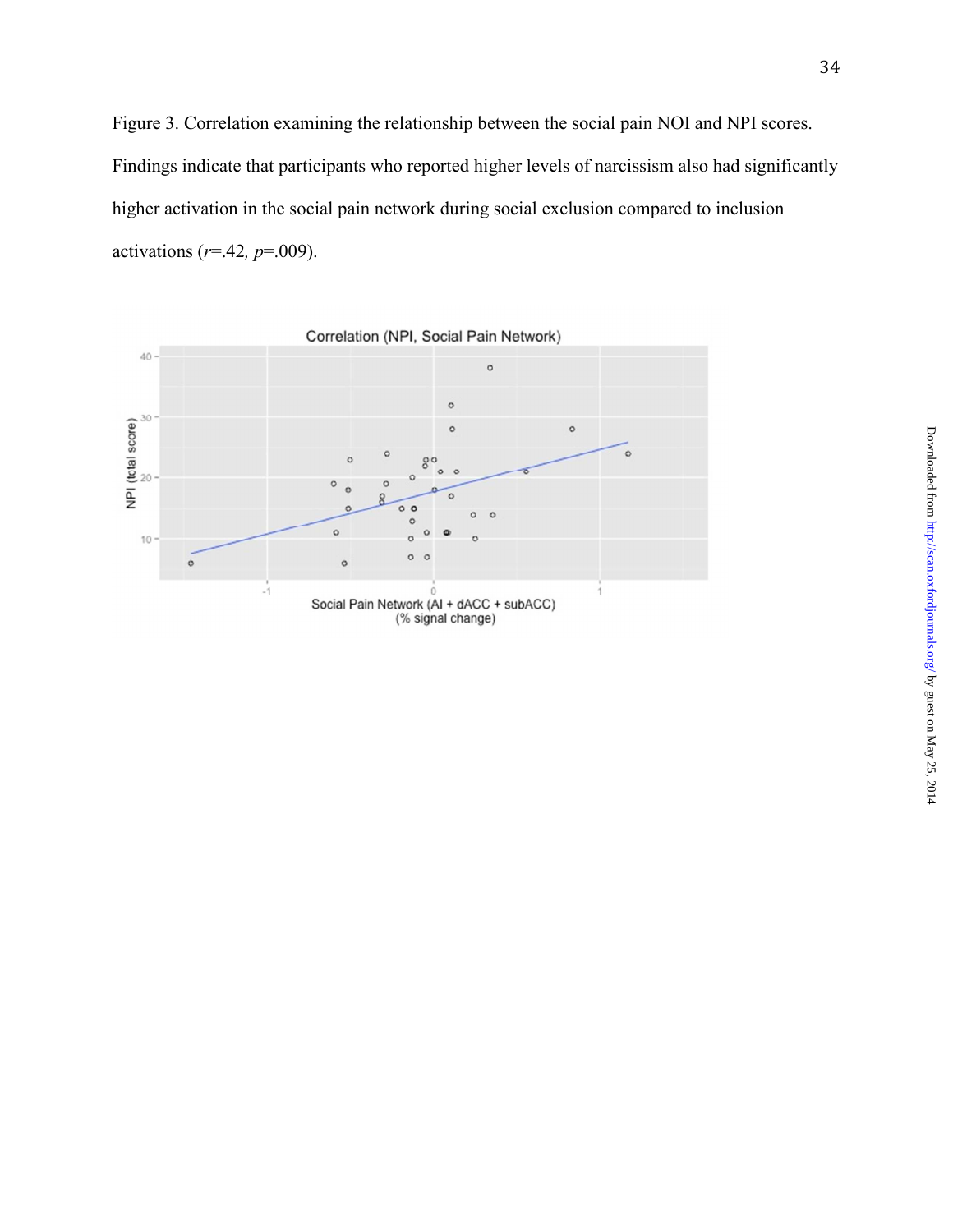Figure 3. Correlation examining the relationship between the social pain NOI and NPI scores. Findings indicate that participants who reported higher levels of narcissism also had significantly higher activation in the social pain network during social exclusion compared to inclusion activations ($r$=.42, $p$=.009).

Correlation (NPI, Social Pain Network)

NPI (total score)

40
30
20
10

-1
0
1

Social Pain Network (AI + dACC + subACC)
(% signal change)